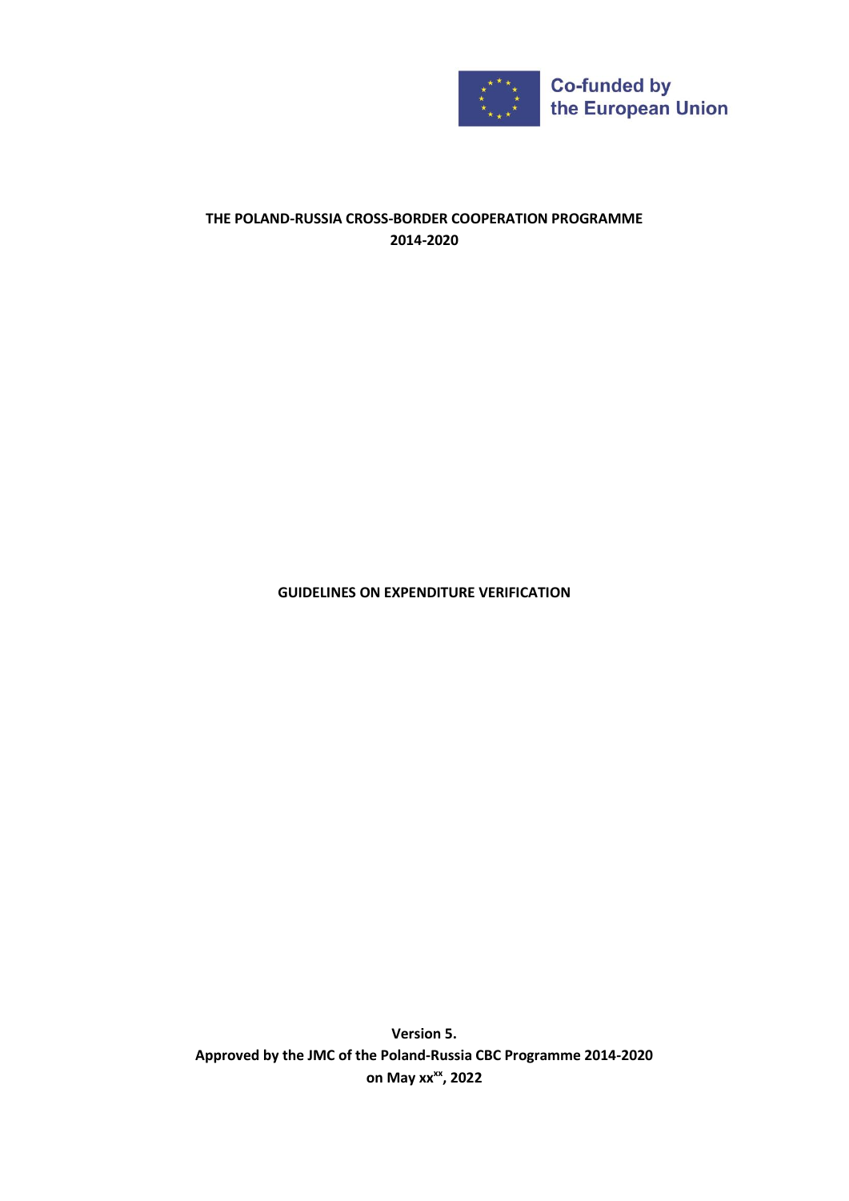Co-funded by the European Union

**THE POLAND-RUSSIA CROSS-BORDER COOPERATION PROGRAMME 2014-2020**

# GUIDELINES ON EXPENDITURE VERIFICATION

**Version 5.**
**Approved by the JMC of the Poland-Russia CBC Programme 2014-2020 on May xx[xx], 2022**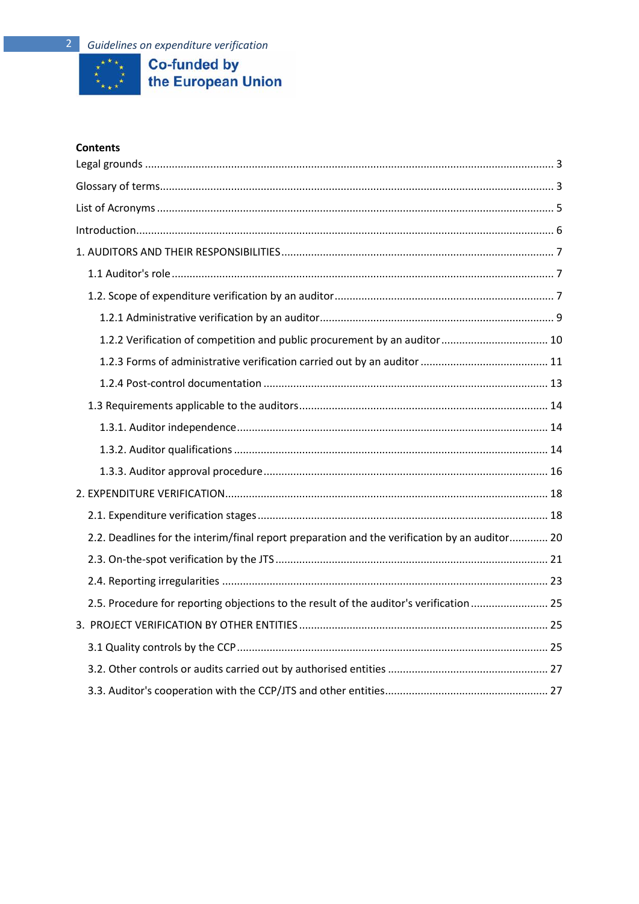**Contents**

Legal grounds ... 3

Glossary of terms ... 3

List of Acronyms ... 5

Introduction ... 6

1. AUDITORS AND THEIR RESPONSIBILITIES ... 7
   - 1.1 Auditor's role ... 7
   - 1.2. Scope of expenditure verification by an auditor ... 7
     - 1.2.1 Administrative verification by an auditor ... 9
     - 1.2.2 Verification of competition and public procurement by an auditor ... 10
     - 1.2.3 Forms of administrative verification carried out by an auditor ... 11
     - 1.2.4 Post-control documentation ... 13
   - 1.3 Requirements applicable to the auditors ... 14
     - 1.3.1. Auditor independence ... 14
     - 1.3.2. Auditor qualifications ... 14
     - 1.3.3. Auditor approval procedure ... 16
2. EXPENDITURE VERIFICATION ... 18
   - 2.1. Expenditure verification stages ... 18
   - 2.2. Deadlines for the interim/final report preparation and the verification by an auditor ... 20
   - 2.3. On-the-spot verification by the JTS ... 21
   - 2.4. Reporting irregularities ... 23
   - 2.5. Procedure for reporting objections to the result of the auditor's verification ... 25
3. PROJECT VERIFICATION BY OTHER ENTITIES ... 25
   - 3.1 Quality controls by the CCP ... 25
   - 3.2. Other controls or audits carried out by authorised entities ... 27
   - 3.3. Auditor's cooperation with the CCP/JTS and other entities ... 27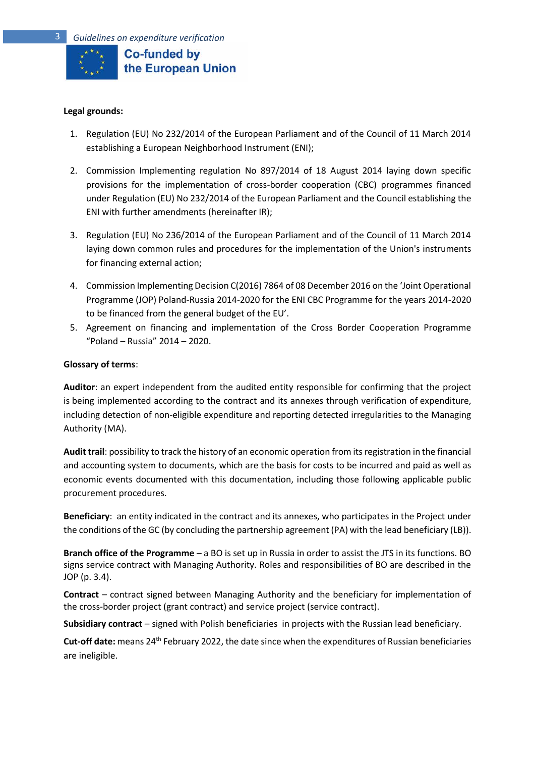**Legal grounds:**

1. Regulation (EU) No 232/2014 of the European Parliament and of the Council of 11 March 2014 establishing a European Neighborhood Instrument (ENI);
2. Commission Implementing regulation No 897/2014 of 18 August 2014 laying down specific provisions for the implementation of cross-border cooperation (CBC) programmes financed under Regulation (EU) No 232/2014 of the European Parliament and the Council establishing the ENI with further amendments (hereinafter IR);
3. Regulation (EU) No 236/2014 of the European Parliament and of the Council of 11 March 2014 laying down common rules and procedures for the implementation of the Union's instruments for financing external action;
4. Commission Implementing Decision C(2016) 7864 of 08 December 2016 on the 'Joint Operational Programme (JOP) Poland-Russia 2014-2020 for the ENI CBC Programme for the years 2014-2020 to be financed from the general budget of the EU'.
5. Agreement on financing and implementation of the Cross Border Cooperation Programme "Poland – Russia" 2014 – 2020.

**Glossary of terms**:

**Auditor**: an expert independent from the audited entity responsible for confirming that the project is being implemented according to the contract and its annexes through verification of expenditure, including detection of non-eligible expenditure and reporting detected irregularities to the Managing Authority (MA).

**Audit trail**: possibility to track the history of an economic operation from its registration in the financial and accounting system to documents, which are the basis for costs to be incurred and paid as well as economic events documented with this documentation, including those following applicable public procurement procedures.

**Beneficiary**: an entity indicated in the contract and its annexes, who participates in the Project under the conditions of the GC (by concluding the partnership agreement (PA) with the lead beneficiary (LB)).

**Branch office of the Programme** – a BO is set up in Russia in order to assist the JTS in its functions. BO signs service contract with Managing Authority. Roles and responsibilities of BO are described in the JOP (p. 3.4).

**Contract** – contract signed between Managing Authority and the beneficiary for implementation of the cross-border project (grant contract) and service project (service contract).

**Subsidiary contract** – signed with Polish beneficiaries in projects with the Russian lead beneficiary.

**Cut-off date:** means 24th February 2022, the date since when the expenditures of Russian beneficiaries are ineligible.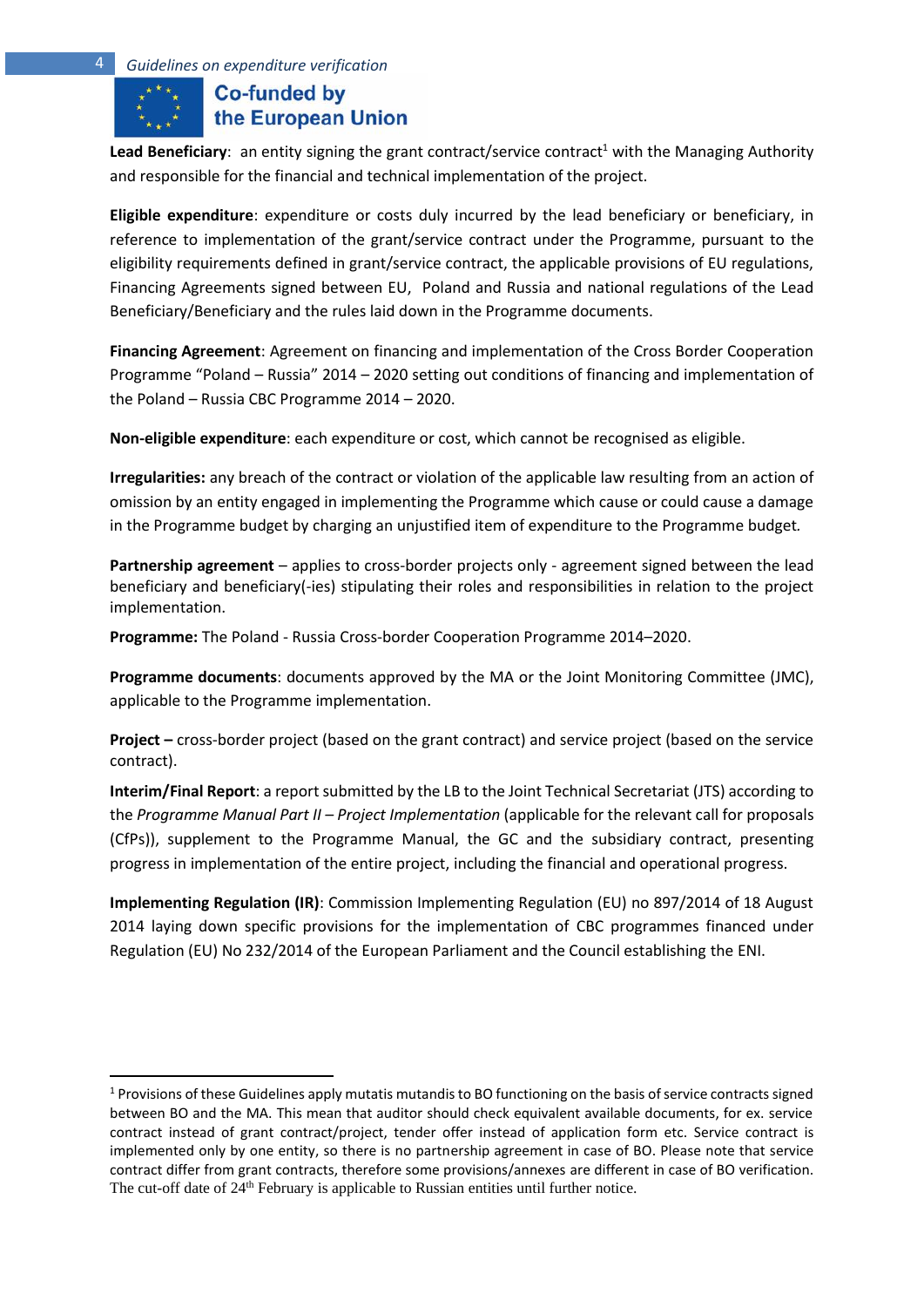**Lead Beneficiary**: an entity signing the grant contract/service contract[1] with the Managing Authority and responsible for the financial and technical implementation of the project.

**Eligible expenditure**: expenditure or costs duly incurred by the lead beneficiary or beneficiary, in reference to implementation of the grant/service contract under the Programme, pursuant to the eligibility requirements defined in grant/service contract, the applicable provisions of EU regulations, Financing Agreements signed between EU, Poland and Russia and national regulations of the Lead Beneficiary/Beneficiary and the rules laid down in the Programme documents.

**Financing Agreement**: Agreement on financing and implementation of the Cross Border Cooperation Programme "Poland – Russia" 2014 – 2020 setting out conditions of financing and implementation of the Poland – Russia CBC Programme 2014 – 2020.

**Non-eligible expenditure**: each expenditure or cost, which cannot be recognised as eligible.

**Irregularities:** any breach of the contract or violation of the applicable law resulting from an action of omission by an entity engaged in implementing the Programme which cause or could cause a damage in the Programme budget by charging an unjustified item of expenditure to the Programme budget.

**Partnership agreement** – applies to cross-border projects only - agreement signed between the lead beneficiary and beneficiary(-ies) stipulating their roles and responsibilities in relation to the project implementation.

**Programme:** The Poland - Russia Cross-border Cooperation Programme 2014–2020.

**Programme documents**: documents approved by the MA or the Joint Monitoring Committee (JMC), applicable to the Programme implementation.

**Project –** cross-border project (based on the grant contract) and service project (based on the service contract).

**Interim/Final Report**: a report submitted by the LB to the Joint Technical Secretariat (JTS) according to the *Programme Manual Part II – Project Implementation* (applicable for the relevant call for proposals (CfPs)), supplement to the Programme Manual, the GC and the subsidiary contract, presenting progress in implementation of the entire project, including the financial and operational progress.

**Implementing Regulation (IR)**: Commission Implementing Regulation (EU) no 897/2014 of 18 August 2014 laying down specific provisions for the implementation of CBC programmes financed under Regulation (EU) No 232/2014 of the European Parliament and the Council establishing the ENI.

---

[1] Provisions of these Guidelines apply mutatis mutandis to BO functioning on the basis of service contracts signed between BO and the MA. This mean that auditor should check equivalent available documents, for ex. service contract instead of grant contract/project, tender offer instead of application form etc. Service contract is implemented only by one entity, so there is no partnership agreement in case of BO. Please note that service contract differ from grant contracts, therefore some provisions/annexes are different in case of BO verification. The cut-off date of 24th February is applicable to Russian entities until further notice.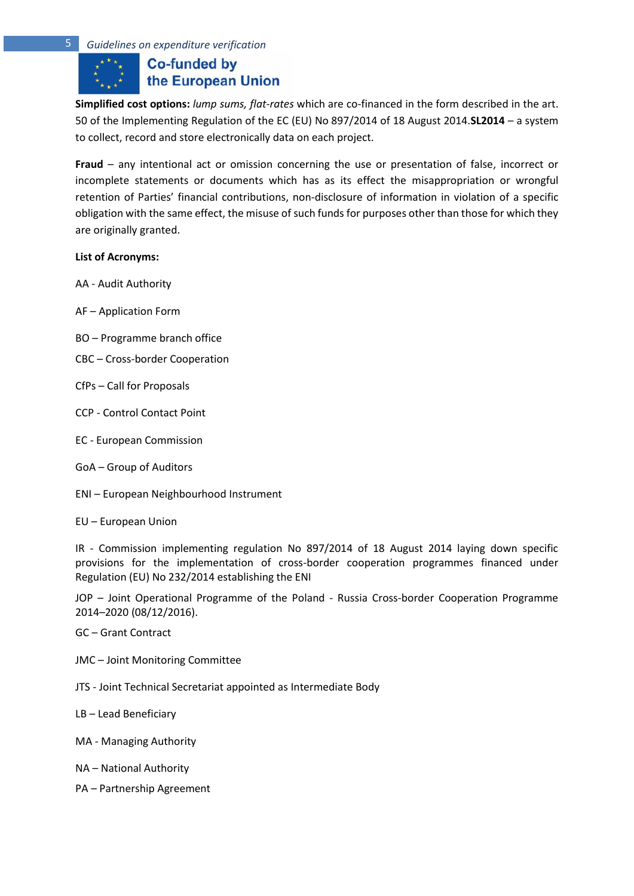**Simplified cost options:** *lump sums, flat-rates* which are co-financed in the form described in the art. 50 of the Implementing Regulation of the EC (EU) No 897/2014 of 18 August 2014.**SL2014** – a system to collect, record and store electronically data on each project.

**Fraud** – any intentional act or omission concerning the use or presentation of false, incorrect or incomplete statements or documents which has as its effect the misappropriation or wrongful retention of Parties' financial contributions, non-disclosure of information in violation of a specific obligation with the same effect, the misuse of such funds for purposes other than those for which they are originally granted.

**List of Acronyms:**

AA - Audit Authority

AF – Application Form

BO – Programme branch office

CBC – Cross-border Cooperation

CfPs – Call for Proposals

CCP - Control Contact Point

EC - European Commission

GoA – Group of Auditors

ENI – European Neighbourhood Instrument

EU – European Union

IR - Commission implementing regulation No 897/2014 of 18 August 2014 laying down specific provisions for the implementation of cross-border cooperation programmes financed under Regulation (EU) No 232/2014 establishing the ENI

JOP – Joint Operational Programme of the Poland - Russia Cross-border Cooperation Programme 2014–2020 (08/12/2016).

GC – Grant Contract

JMC – Joint Monitoring Committee

JTS - Joint Technical Secretariat appointed as Intermediate Body

LB – Lead Beneficiary

MA - Managing Authority

NA – National Authority

PA – Partnership Agreement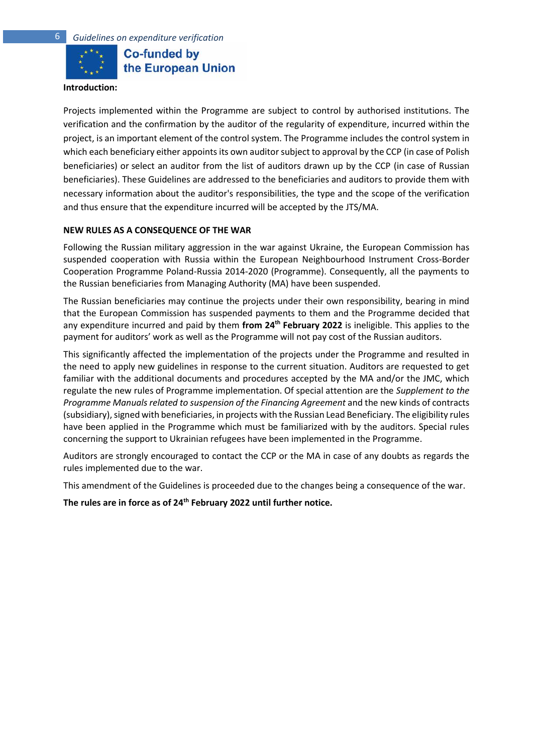**Introduction:**

Projects implemented within the Programme are subject to control by authorised institutions. The verification and the confirmation by the auditor of the regularity of expenditure, incurred within the project, is an important element of the control system. The Programme includes the control system in which each beneficiary either appoints its own auditor subject to approval by the CCP (in case of Polish beneficiaries) or select an auditor from the list of auditors drawn up by the CCP (in case of Russian beneficiaries). These Guidelines are addressed to the beneficiaries and auditors to provide them with necessary information about the auditor's responsibilities, the type and the scope of the verification and thus ensure that the expenditure incurred will be accepted by the JTS/MA.

**NEW RULES AS A CONSEQUENCE OF THE WAR**

Following the Russian military aggression in the war against Ukraine, the European Commission has suspended cooperation with Russia within the European Neighbourhood Instrument Cross-Border Cooperation Programme Poland-Russia 2014-2020 (Programme). Consequently, all the payments to the Russian beneficiaries from Managing Authority (MA) have been suspended.

The Russian beneficiaries may continue the projects under their own responsibility, bearing in mind that the European Commission has suspended payments to them and the Programme decided that any expenditure incurred and paid by them **from 24th February 2022** is ineligible. This applies to the payment for auditors' work as well as the Programme will not pay cost of the Russian auditors.

This significantly affected the implementation of the projects under the Programme and resulted in the need to apply new guidelines in response to the current situation. Auditors are requested to get familiar with the additional documents and procedures accepted by the MA and/or the JMC, which regulate the new rules of Programme implementation. Of special attention are the *Supplement to the Programme Manuals related to suspension of the Financing Agreement* and the new kinds of contracts (subsidiary), signed with beneficiaries, in projects with the Russian Lead Beneficiary. The eligibility rules have been applied in the Programme which must be familiarized with by the auditors. Special rules concerning the support to Ukrainian refugees have been implemented in the Programme.

Auditors are strongly encouraged to contact the CCP or the MA in case of any doubts as regards the rules implemented due to the war.

This amendment of the Guidelines is proceeded due to the changes being a consequence of the war.

**The rules are in force as of 24th February 2022 until further notice.**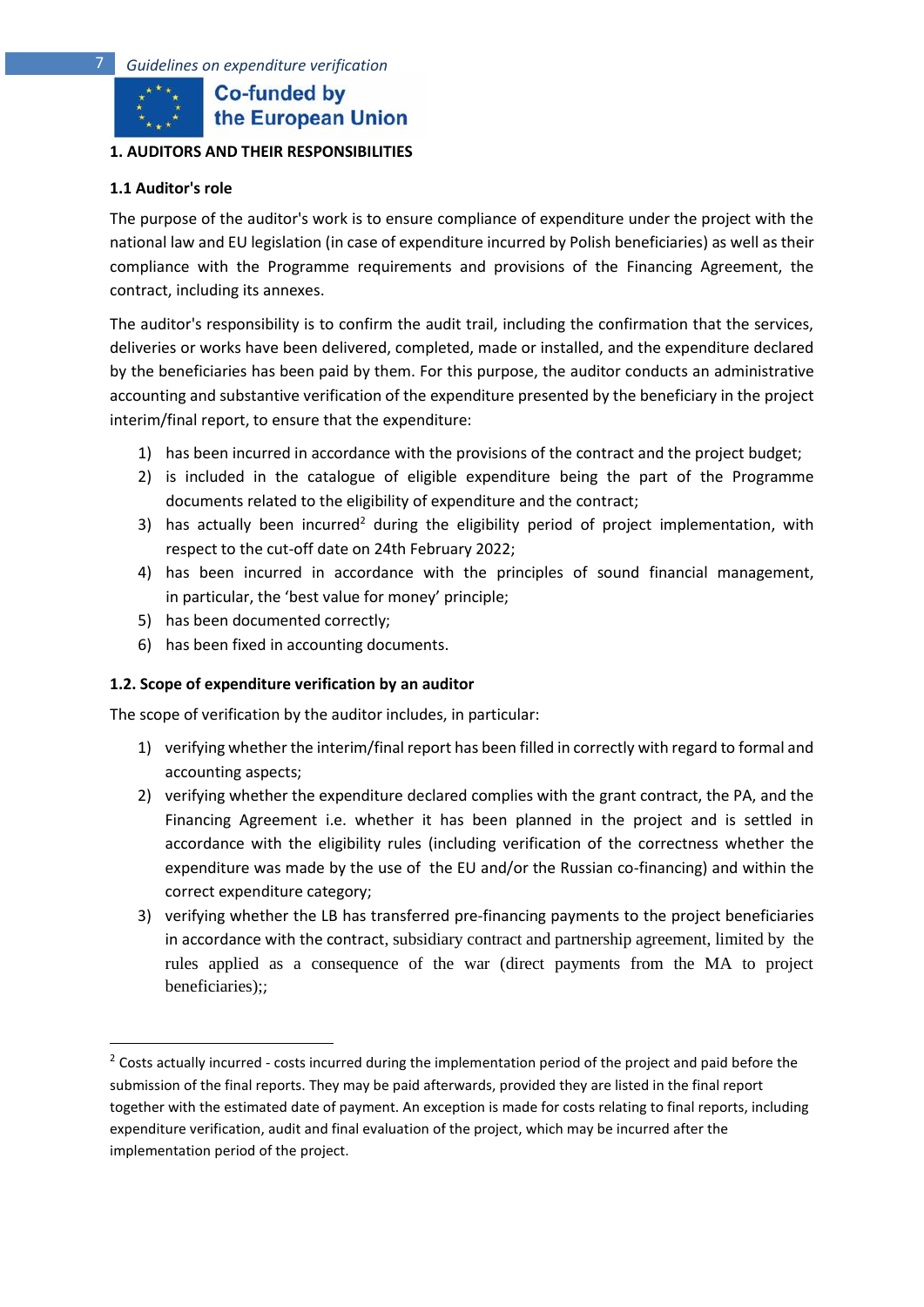## 1. AUDITORS AND THEIR RESPONSIBILITIES

### 1.1 Auditor's role

The purpose of the auditor's work is to ensure compliance of expenditure under the project with the national law and EU legislation (in case of expenditure incurred by Polish beneficiaries) as well as their compliance with the Programme requirements and provisions of the Financing Agreement, the contract, including its annexes.

The auditor's responsibility is to confirm the audit trail, including the confirmation that the services, deliveries or works have been delivered, completed, made or installed, and the expenditure declared by the beneficiaries has been paid by them. For this purpose, the auditor conducts an administrative accounting and substantive verification of the expenditure presented by the beneficiary in the project interim/final report, to ensure that the expenditure:

1) has been incurred in accordance with the provisions of the contract and the project budget;
2) is included in the catalogue of eligible expenditure being the part of the Programme documents related to the eligibility of expenditure and the contract;
3) has actually been incurred[2] during the eligibility period of project implementation, with respect to the cut-off date on 24th February 2022;
4) has been incurred in accordance with the principles of sound financial management, in particular, the 'best value for money' principle;
5) has been documented correctly;
6) has been fixed in accounting documents.

### 1.2. Scope of expenditure verification by an auditor

The scope of verification by the auditor includes, in particular:

1) verifying whether the interim/final report has been filled in correctly with regard to formal and accounting aspects;
2) verifying whether the expenditure declared complies with the grant contract, the PA, and the Financing Agreement i.e. whether it has been planned in the project and is settled in accordance with the eligibility rules (including verification of the correctness whether the expenditure was made by the use of the EU and/or the Russian co-financing) and within the correct expenditure category;
3) verifying whether the LB has transferred pre-financing payments to the project beneficiaries in accordance with the contract, subsidiary contract and partnership agreement, limited by the rules applied as a consequence of the war (direct payments from the MA to project beneficiaries);;

---

[2] Costs actually incurred - costs incurred during the implementation period of the project and paid before the submission of the final reports. They may be paid afterwards, provided they are listed in the final report together with the estimated date of payment. An exception is made for costs relating to final reports, including expenditure verification, audit and final evaluation of the project, which may be incurred after the implementation period of the project.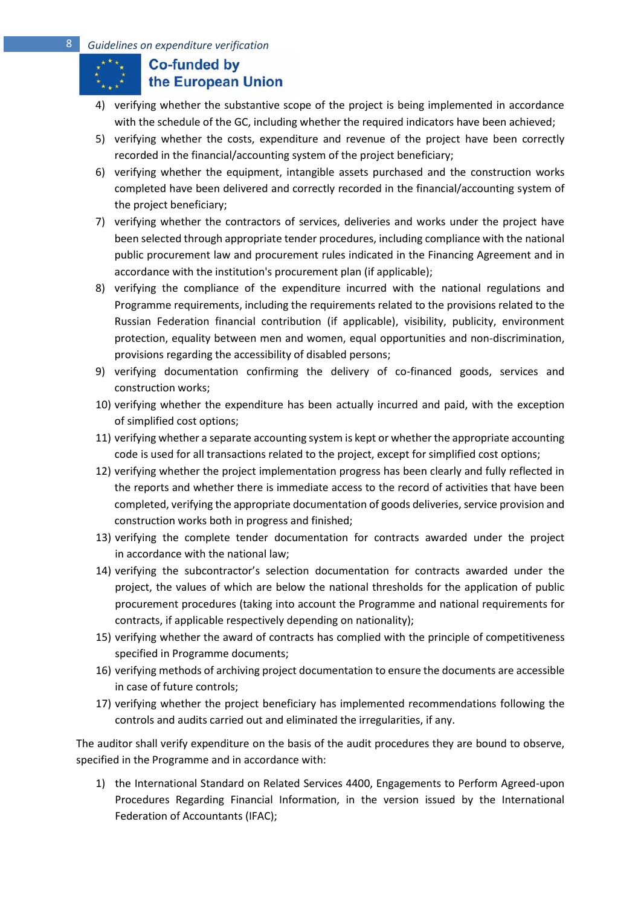4) verifying whether the substantive scope of the project is being implemented in accordance with the schedule of the GC, including whether the required indicators have been achieved;
5) verifying whether the costs, expenditure and revenue of the project have been correctly recorded in the financial/accounting system of the project beneficiary;
6) verifying whether the equipment, intangible assets purchased and the construction works completed have been delivered and correctly recorded in the financial/accounting system of the project beneficiary;
7) verifying whether the contractors of services, deliveries and works under the project have been selected through appropriate tender procedures, including compliance with the national public procurement law and procurement rules indicated in the Financing Agreement and in accordance with the institution's procurement plan (if applicable);
8) verifying the compliance of the expenditure incurred with the national regulations and Programme requirements, including the requirements related to the provisions related to the Russian Federation financial contribution (if applicable), visibility, publicity, environment protection, equality between men and women, equal opportunities and non-discrimination, provisions regarding the accessibility of disabled persons;
9) verifying documentation confirming the delivery of co-financed goods, services and construction works;
10) verifying whether the expenditure has been actually incurred and paid, with the exception of simplified cost options;
11) verifying whether a separate accounting system is kept or whether the appropriate accounting code is used for all transactions related to the project, except for simplified cost options;
12) verifying whether the project implementation progress has been clearly and fully reflected in the reports and whether there is immediate access to the record of activities that have been completed, verifying the appropriate documentation of goods deliveries, service provision and construction works both in progress and finished;
13) verifying the complete tender documentation for contracts awarded under the project in accordance with the national law;
14) verifying the subcontractor's selection documentation for contracts awarded under the project, the values of which are below the national thresholds for the application of public procurement procedures (taking into account the Programme and national requirements for contracts, if applicable respectively depending on nationality);
15) verifying whether the award of contracts has complied with the principle of competitiveness specified in Programme documents;
16) verifying methods of archiving project documentation to ensure the documents are accessible in case of future controls;
17) verifying whether the project beneficiary has implemented recommendations following the controls and audits carried out and eliminated the irregularities, if any.

The auditor shall verify expenditure on the basis of the audit procedures they are bound to observe, specified in the Programme and in accordance with:

1) the International Standard on Related Services 4400, Engagements to Perform Agreed-upon Procedures Regarding Financial Information, in the version issued by the International Federation of Accountants (IFAC);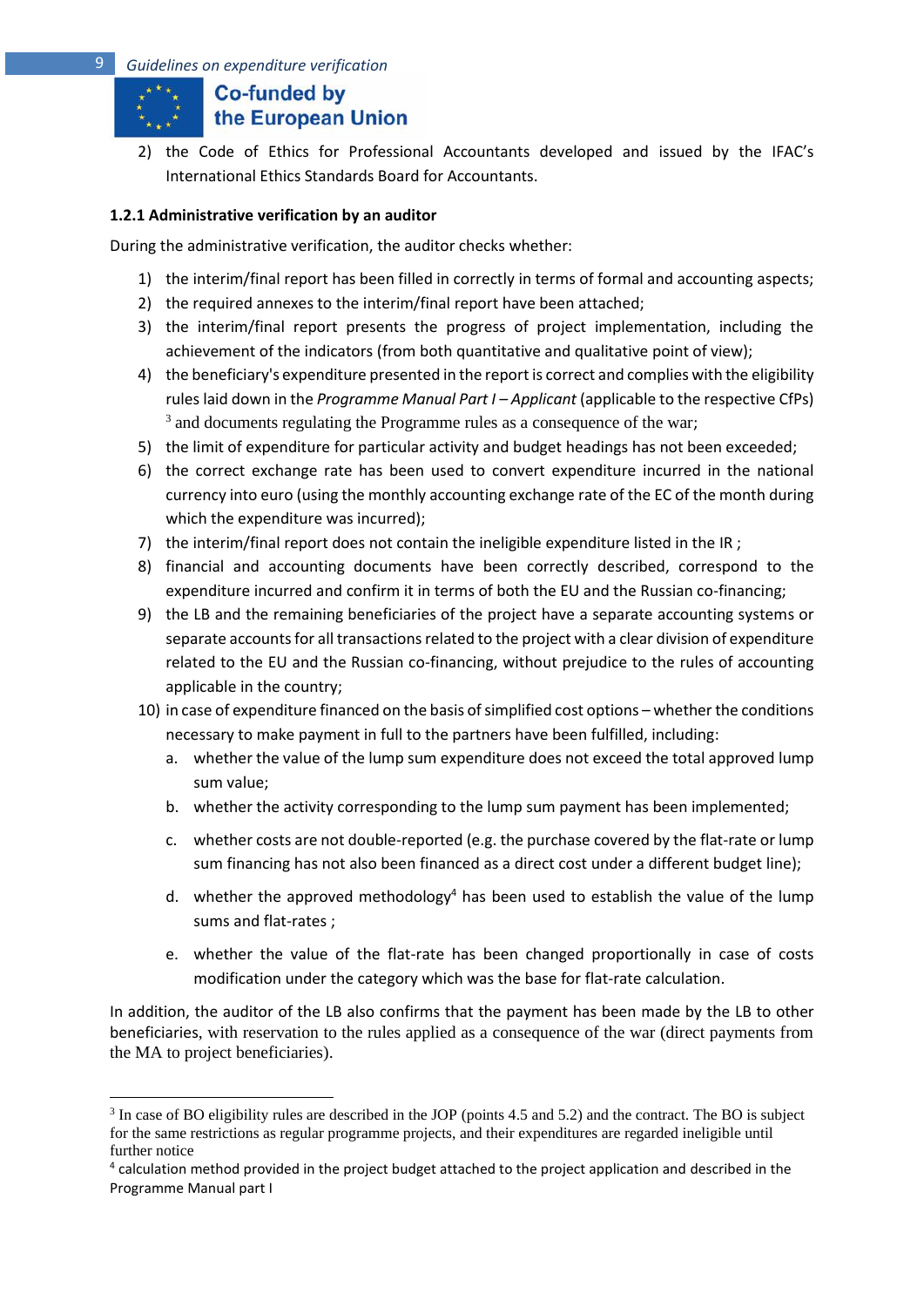2) the Code of Ethics for Professional Accountants developed and issued by the IFAC's International Ethics Standards Board for Accountants.

### 1.2.1 Administrative verification by an auditor

During the administrative verification, the auditor checks whether:

1) the interim/final report has been filled in correctly in terms of formal and accounting aspects;
2) the required annexes to the interim/final report have been attached;
3) the interim/final report presents the progress of project implementation, including the achievement of the indicators (from both quantitative and qualitative point of view);
4) the beneficiary's expenditure presented in the report is correct and complies with the eligibility rules laid down in the *Programme Manual Part I – Applicant* (applicable to the respective CfPs) [3] and documents regulating the Programme rules as a consequence of the war;
5) the limit of expenditure for particular activity and budget headings has not been exceeded;
6) the correct exchange rate has been used to convert expenditure incurred in the national currency into euro (using the monthly accounting exchange rate of the EC of the month during which the expenditure was incurred);
7) the interim/final report does not contain the ineligible expenditure listed in the IR ;
8) financial and accounting documents have been correctly described, correspond to the expenditure incurred and confirm it in terms of both the EU and the Russian co-financing;
9) the LB and the remaining beneficiaries of the project have a separate accounting systems or separate accounts for all transactions related to the project with a clear division of expenditure related to the EU and the Russian co-financing, without prejudice to the rules of accounting applicable in the country;
10) in case of expenditure financed on the basis of simplified cost options – whether the conditions necessary to make payment in full to the partners have been fulfilled, including:
    a. whether the value of the lump sum expenditure does not exceed the total approved lump sum value;
    b. whether the activity corresponding to the lump sum payment has been implemented;
    c. whether costs are not double-reported (e.g. the purchase covered by the flat-rate or lump sum financing has not also been financed as a direct cost under a different budget line);
    d. whether the approved methodology[4] has been used to establish the value of the lump sums and flat-rates ;
    e. whether the value of the flat-rate has been changed proportionally in case of costs modification under the category which was the base for flat-rate calculation.

In addition, the auditor of the LB also confirms that the payment has been made by the LB to other beneficiaries, with reservation to the rules applied as a consequence of the war (direct payments from the MA to project beneficiaries).

---

[3] In case of BO eligibility rules are described in the JOP (points 4.5 and 5.2) and the contract. The BO is subject for the same restrictions as regular programme projects, and their expenditures are regarded ineligible until further notice

[4] calculation method provided in the project budget attached to the project application and described in the Programme Manual part I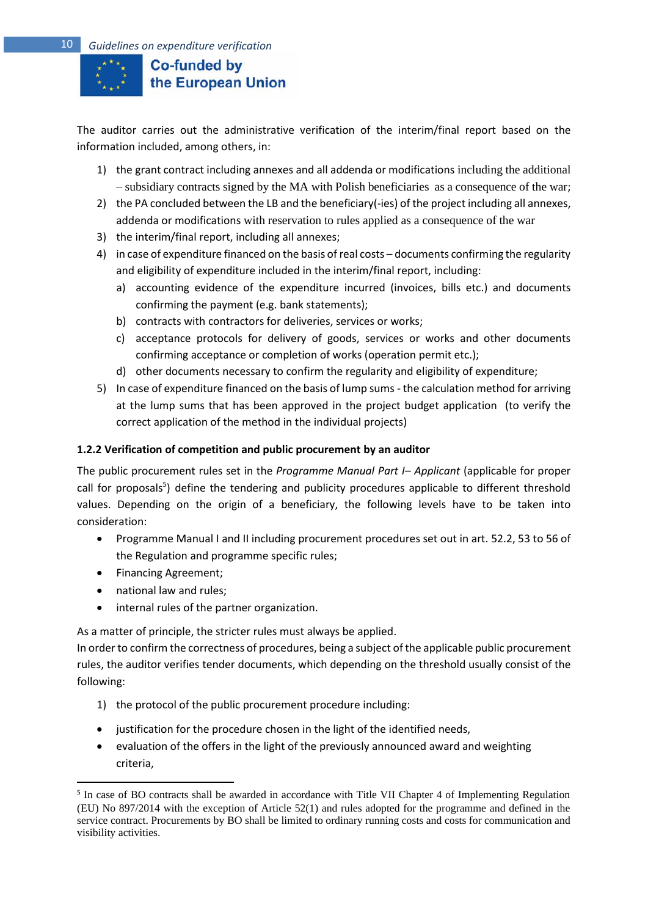The auditor carries out the administrative verification of the interim/final report based on the information included, among others, in:

1) the grant contract including annexes and all addenda or modifications including the additional – subsidiary contracts signed by the MA with Polish beneficiaries as a consequence of the war;
2) the PA concluded between the LB and the beneficiary(-ies) of the project including all annexes, addenda or modifications with reservation to rules applied as a consequence of the war
3) the interim/final report, including all annexes;
4) in case of expenditure financed on the basis of real costs – documents confirming the regularity and eligibility of expenditure included in the interim/final report, including:
   a) accounting evidence of the expenditure incurred (invoices, bills etc.) and documents confirming the payment (e.g. bank statements);
   b) contracts with contractors for deliveries, services or works;
   c) acceptance protocols for delivery of goods, services or works and other documents confirming acceptance or completion of works (operation permit etc.);
   d) other documents necessary to confirm the regularity and eligibility of expenditure;
5) In case of expenditure financed on the basis of lump sums - the calculation method for arriving at the lump sums that has been approved in the project budget application (to verify the correct application of the method in the individual projects)

**1.2.2 Verification of competition and public procurement by an auditor**

The public procurement rules set in the *Programme Manual Part I– Applicant* (applicable for proper call for proposals[5]) define the tendering and publicity procedures applicable to different threshold values. Depending on the origin of a beneficiary, the following levels have to be taken into consideration:

- Programme Manual I and II including procurement procedures set out in art. 52.2, 53 to 56 of the Regulation and programme specific rules;
- Financing Agreement;
- national law and rules;
- internal rules of the partner organization.

As a matter of principle, the stricter rules must always be applied.
In order to confirm the correctness of procedures, being a subject of the applicable public procurement rules, the auditor verifies tender documents, which depending on the threshold usually consist of the following:

1) the protocol of the public procurement procedure including:

- justification for the procedure chosen in the light of the identified needs,
- evaluation of the offers in the light of the previously announced award and weighting criteria,

[5] In case of BO contracts shall be awarded in accordance with Title VII Chapter 4 of Implementing Regulation (EU) No 897/2014 with the exception of Article 52(1) and rules adopted for the programme and defined in the service contract. Procurements by BO shall be limited to ordinary running costs and costs for communication and visibility activities.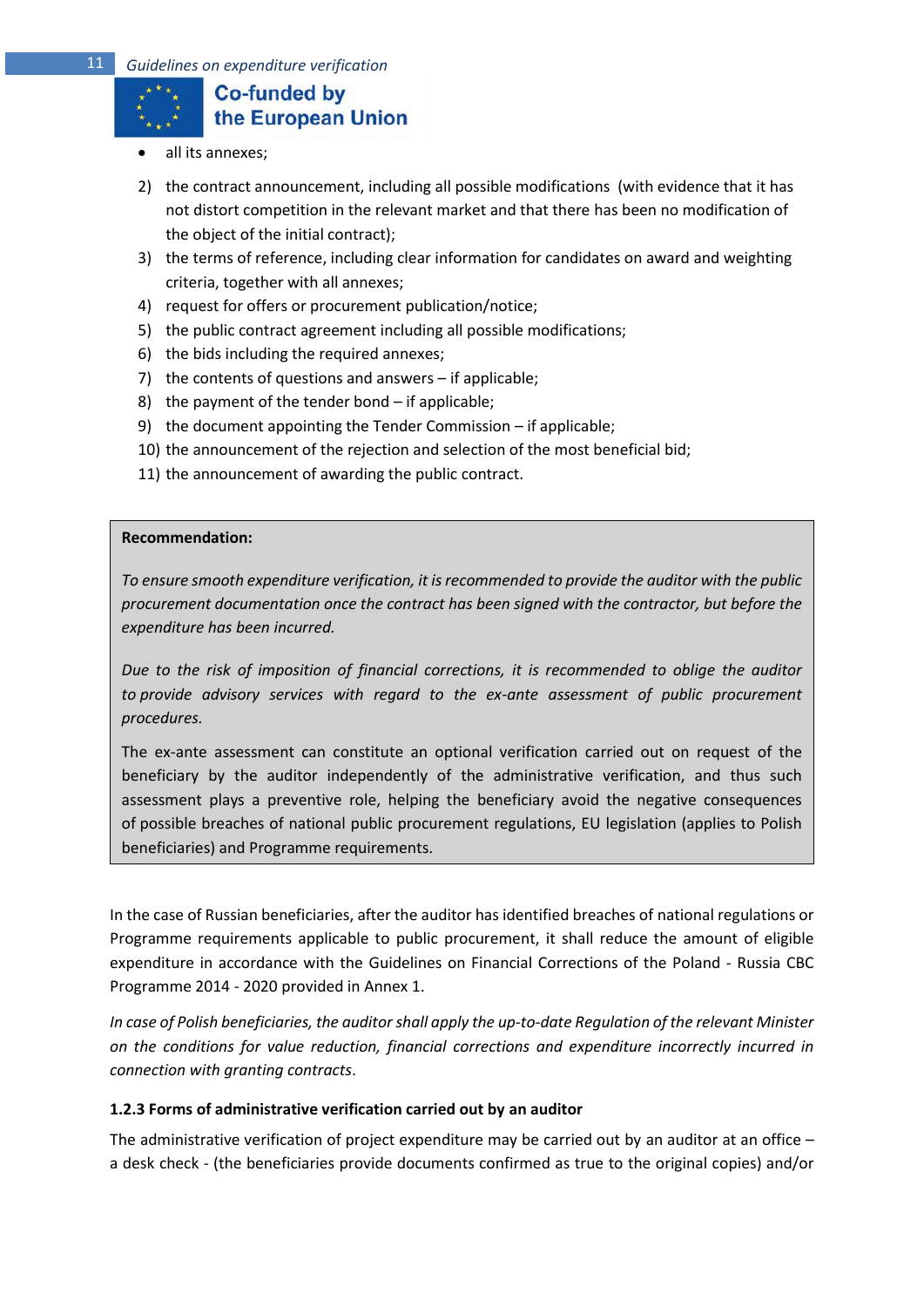- all its annexes;

2) the contract announcement, including all possible modifications  (with evidence that it has not distort competition in the relevant market and that there has been no modification of the object of the initial contract);
3) the terms of reference, including clear information for candidates on award and weighting criteria, together with all annexes;
4) request for offers or procurement publication/notice;
5) the public contract agreement including all possible modifications;
6) the bids including the required annexes;
7) the contents of questions and answers – if applicable;
8) the payment of the tender bond – if applicable;
9) the document appointing the Tender Commission – if applicable;
10) the announcement of the rejection and selection of the most beneficial bid;
11) the announcement of awarding the public contract.

> **Recommendation:**
>
> *To ensure smooth expenditure verification, it is recommended to provide the auditor with the public procurement documentation once the contract has been signed with the contractor, but before the expenditure has been incurred.*
>
> *Due to the risk of imposition of financial corrections, it is recommended to oblige the auditor to provide advisory services with regard to the ex-ante assessment of public procurement procedures.*
>
> The ex-ante assessment can constitute an optional verification carried out on request of the beneficiary by the auditor independently of the administrative verification, and thus such assessment plays a preventive role, helping the beneficiary avoid the negative consequences of possible breaches of national public procurement regulations, EU legislation (applies to Polish beneficiaries) and Programme requirements.

In the case of Russian beneficiaries, after the auditor has identified breaches of national regulations or Programme requirements applicable to public procurement, it shall reduce the amount of eligible expenditure in accordance with the Guidelines on Financial Corrections of the Poland - Russia CBC Programme 2014 - 2020 provided in Annex 1.

*In case of Polish beneficiaries, the auditor shall apply the up-to-date Regulation of the relevant Minister on the conditions for value reduction, financial corrections and expenditure incorrectly incurred in connection with granting contracts*.

#### 1.2.3 Forms of administrative verification carried out by an auditor

The administrative verification of project expenditure may be carried out by an auditor at an office – a desk check - (the beneficiaries provide documents confirmed as true to the original copies) and/or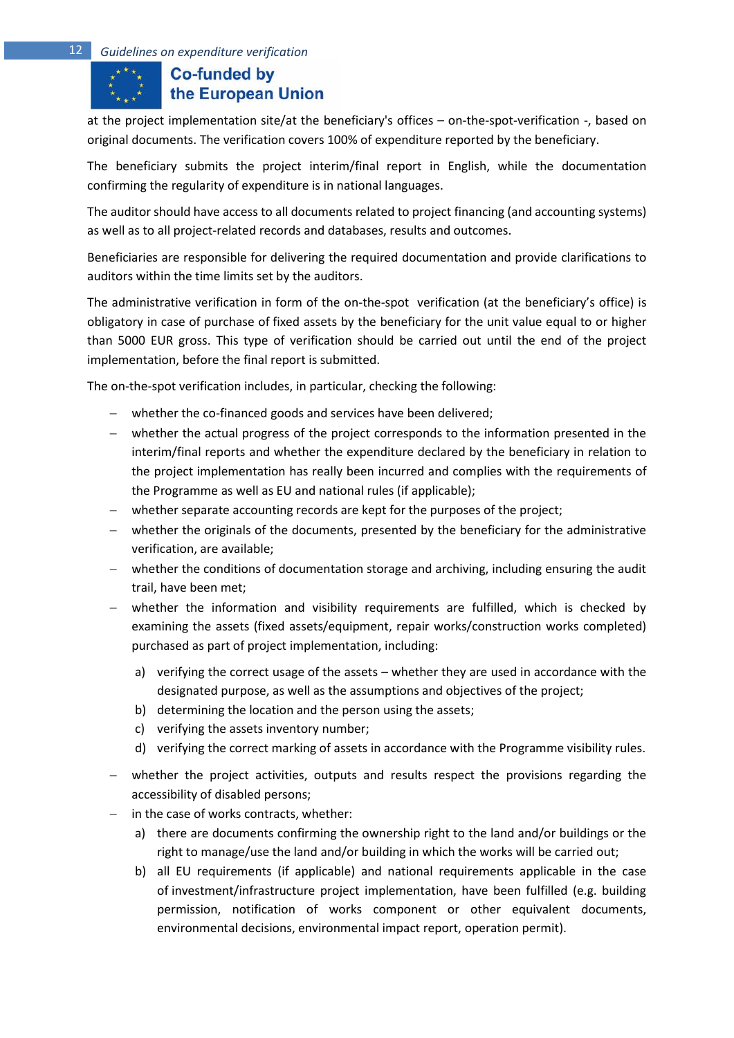at the project implementation site/at the beneficiary's offices – on-the-spot-verification -, based on original documents. The verification covers 100% of expenditure reported by the beneficiary.

The beneficiary submits the project interim/final report in English, while the documentation confirming the regularity of expenditure is in national languages.

The auditor should have access to all documents related to project financing (and accounting systems) as well as to all project-related records and databases, results and outcomes.

Beneficiaries are responsible for delivering the required documentation and provide clarifications to auditors within the time limits set by the auditors.

The administrative verification in form of the on-the-spot verification (at the beneficiary's office) is obligatory in case of purchase of fixed assets by the beneficiary for the unit value equal to or higher than 5000 EUR gross. This type of verification should be carried out until the end of the project implementation, before the final report is submitted.

The on-the-spot verification includes, in particular, checking the following:

- whether the co-financed goods and services have been delivered;
- whether the actual progress of the project corresponds to the information presented in the interim/final reports and whether the expenditure declared by the beneficiary in relation to the project implementation has really been incurred and complies with the requirements of the Programme as well as EU and national rules (if applicable);
- whether separate accounting records are kept for the purposes of the project;
- whether the originals of the documents, presented by the beneficiary for the administrative verification, are available;
- whether the conditions of documentation storage and archiving, including ensuring the audit trail, have been met;
- whether the information and visibility requirements are fulfilled, which is checked by examining the assets (fixed assets/equipment, repair works/construction works completed) purchased as part of project implementation, including:
  a) verifying the correct usage of the assets – whether they are used in accordance with the designated purpose, as well as the assumptions and objectives of the project;
  b) determining the location and the person using the assets;
  c) verifying the assets inventory number;
  d) verifying the correct marking of assets in accordance with the Programme visibility rules.
- whether the project activities, outputs and results respect the provisions regarding the accessibility of disabled persons;
- in the case of works contracts, whether:
  a) there are documents confirming the ownership right to the land and/or buildings or the right to manage/use the land and/or building in which the works will be carried out;
  b) all EU requirements (if applicable) and national requirements applicable in the case of investment/infrastructure project implementation, have been fulfilled (e.g. building permission, notification of works component or other equivalent documents, environmental decisions, environmental impact report, operation permit).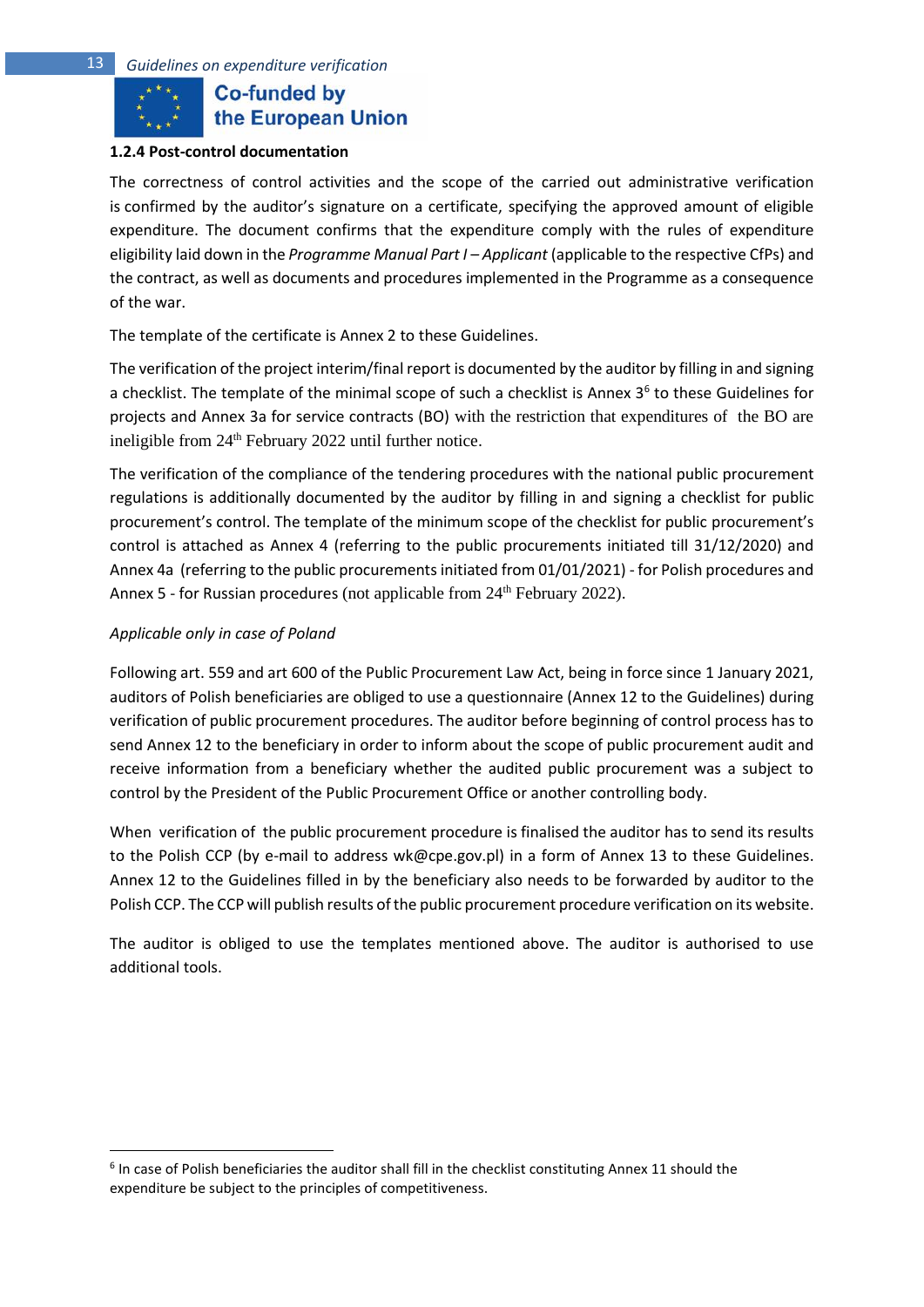#### 1.2.4 Post-control documentation

The correctness of control activities and the scope of the carried out administrative verification is confirmed by the auditor's signature on a certificate, specifying the approved amount of eligible expenditure. The document confirms that the expenditure comply with the rules of expenditure eligibility laid down in the *Programme Manual Part I – Applicant* (applicable to the respective CfPs) and the contract, as well as documents and procedures implemented in the Programme as a consequence of the war.

The template of the certificate is Annex 2 to these Guidelines.

The verification of the project interim/final report is documented by the auditor by filling in and signing a checklist. The template of the minimal scope of such a checklist is Annex 3[6] to these Guidelines for projects and Annex 3a for service contracts (BO) with the restriction that expenditures of the BO are ineligible from 24th February 2022 until further notice.

The verification of the compliance of the tendering procedures with the national public procurement regulations is additionally documented by the auditor by filling in and signing a checklist for public procurement's control. The template of the minimum scope of the checklist for public procurement's control is attached as Annex 4 (referring to the public procurements initiated till 31/12/2020) and Annex 4a (referring to the public procurements initiated from 01/01/2021) - for Polish procedures and Annex 5 - for Russian procedures (not applicable from 24th February 2022).

*Applicable only in case of Poland*

Following art. 559 and art 600 of the Public Procurement Law Act, being in force since 1 January 2021, auditors of Polish beneficiaries are obliged to use a questionnaire (Annex 12 to the Guidelines) during verification of public procurement procedures. The auditor before beginning of control process has to send Annex 12 to the beneficiary in order to inform about the scope of public procurement audit and receive information from a beneficiary whether the audited public procurement was a subject to control by the President of the Public Procurement Office or another controlling body.

When verification of the public procurement procedure is finalised the auditor has to send its results to the Polish CCP (by e-mail to address wk@cpe.gov.pl) in a form of Annex 13 to these Guidelines. Annex 12 to the Guidelines filled in by the beneficiary also needs to be forwarded by auditor to the Polish CCP. The CCP will publish results of the public procurement procedure verification on its website.

The auditor is obliged to use the templates mentioned above. The auditor is authorised to use additional tools.

---

[6] In case of Polish beneficiaries the auditor shall fill in the checklist constituting Annex 11 should the expenditure be subject to the principles of competitiveness.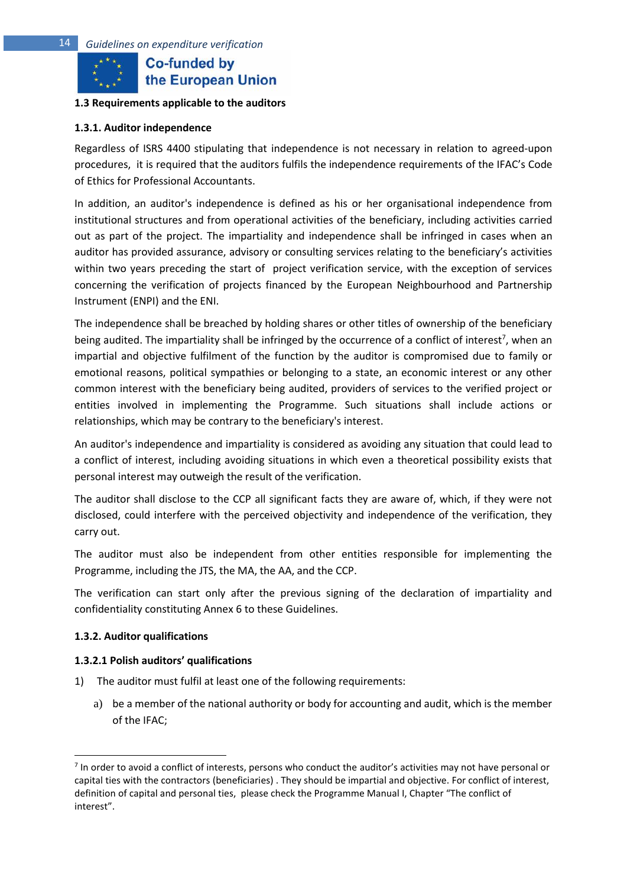### 1.3 Requirements applicable to the auditors

#### 1.3.1. Auditor independence

Regardless of ISRS 4400 stipulating that independence is not necessary in relation to agreed-upon procedures, it is required that the auditors fulfils the independence requirements of the IFAC's Code of Ethics for Professional Accountants.

In addition, an auditor's independence is defined as his or her organisational independence from institutional structures and from operational activities of the beneficiary, including activities carried out as part of the project. The impartiality and independence shall be infringed in cases when an auditor has provided assurance, advisory or consulting services relating to the beneficiary's activities within two years preceding the start of project verification service, with the exception of services concerning the verification of projects financed by the European Neighbourhood and Partnership Instrument (ENPI) and the ENI.

The independence shall be breached by holding shares or other titles of ownership of the beneficiary being audited. The impartiality shall be infringed by the occurrence of a conflict of interest[7], when an impartial and objective fulfilment of the function by the auditor is compromised due to family or emotional reasons, political sympathies or belonging to a state, an economic interest or any other common interest with the beneficiary being audited, providers of services to the verified project or entities involved in implementing the Programme. Such situations shall include actions or relationships, which may be contrary to the beneficiary's interest.

An auditor's independence and impartiality is considered as avoiding any situation that could lead to a conflict of interest, including avoiding situations in which even a theoretical possibility exists that personal interest may outweigh the result of the verification.

The auditor shall disclose to the CCP all significant facts they are aware of, which, if they were not disclosed, could interfere with the perceived objectivity and independence of the verification, they carry out.

The auditor must also be independent from other entities responsible for implementing the Programme, including the JTS, the MA, the AA, and the CCP.

The verification can start only after the previous signing of the declaration of impartiality and confidentiality constituting Annex 6 to these Guidelines.

#### 1.3.2. Auditor qualifications

##### 1.3.2.1 Polish auditors' qualifications

1) The auditor must fulfil at least one of the following requirements:

   a) be a member of the national authority or body for accounting and audit, which is the member of the IFAC;

---

[7] In order to avoid a conflict of interests, persons who conduct the auditor's activities may not have personal or capital ties with the contractors (beneficiaries) . They should be impartial and objective. For conflict of interest, definition of capital and personal ties, please check the Programme Manual I, Chapter "The conflict of interest".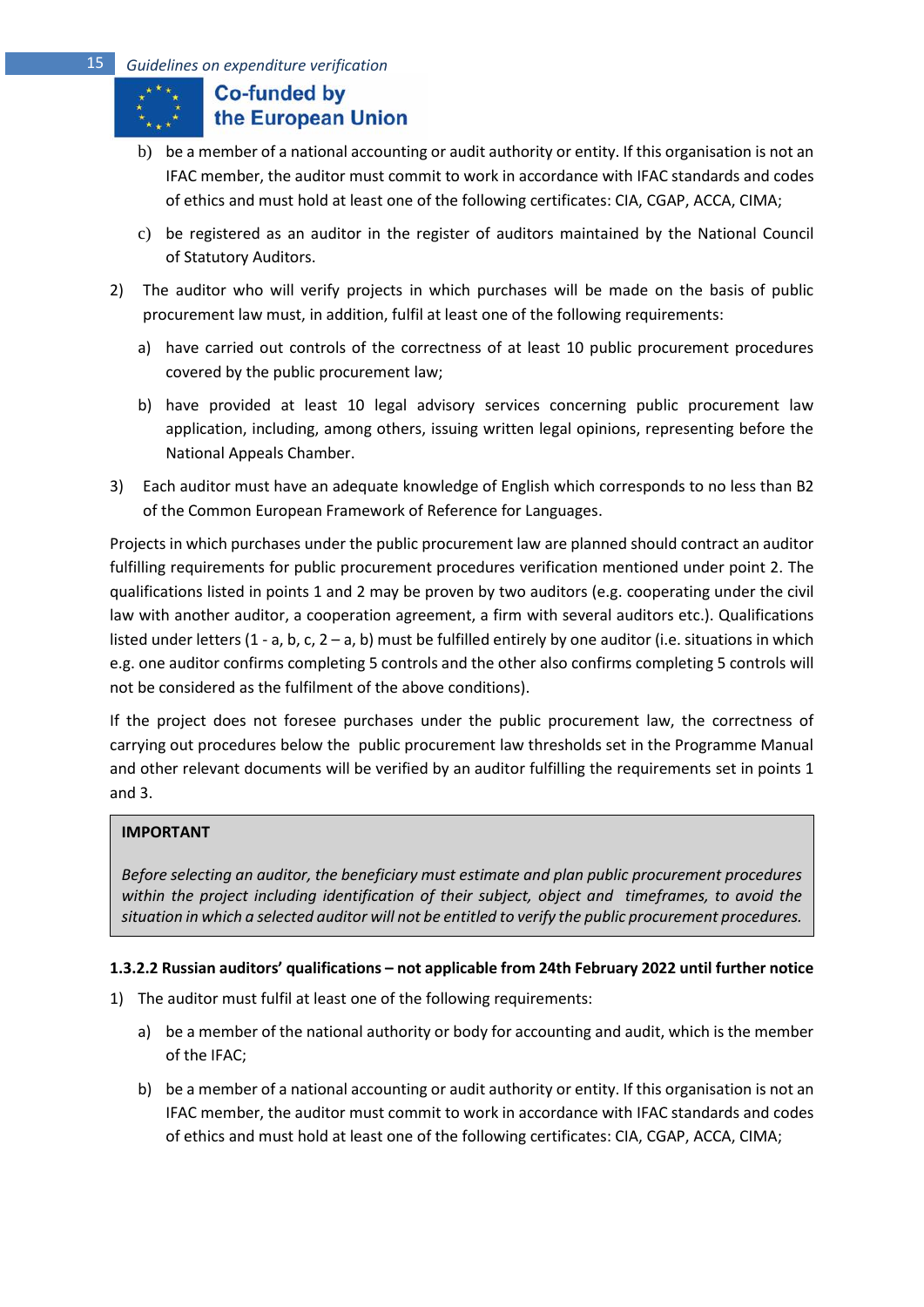b) be a member of a national accounting or audit authority or entity. If this organisation is not an IFAC member, the auditor must commit to work in accordance with IFAC standards and codes of ethics and must hold at least one of the following certificates: CIA, CGAP, ACCA, CIMA;

c) be registered as an auditor in the register of auditors maintained by the National Council of Statutory Auditors.

2) The auditor who will verify projects in which purchases will be made on the basis of public procurement law must, in addition, fulfil at least one of the following requirements:

   a) have carried out controls of the correctness of at least 10 public procurement procedures covered by the public procurement law;

   b) have provided at least 10 legal advisory services concerning public procurement law application, including, among others, issuing written legal opinions, representing before the National Appeals Chamber.

3) Each auditor must have an adequate knowledge of English which corresponds to no less than B2 of the Common European Framework of Reference for Languages.

Projects in which purchases under the public procurement law are planned should contract an auditor fulfilling requirements for public procurement procedures verification mentioned under point 2. The qualifications listed in points 1 and 2 may be proven by two auditors (e.g. cooperating under the civil law with another auditor, a cooperation agreement, a firm with several auditors etc.). Qualifications listed under letters (1 - a, b, c, 2 – a, b) must be fulfilled entirely by one auditor (i.e. situations in which e.g. one auditor confirms completing 5 controls and the other also confirms completing 5 controls will not be considered as the fulfilment of the above conditions).

If the project does not foresee purchases under the public procurement law, the correctness of carrying out procedures below the public procurement law thresholds set in the Programme Manual and other relevant documents will be verified by an auditor fulfilling the requirements set in points 1 and 3.

> **IMPORTANT**
>
> *Before selecting an auditor, the beneficiary must estimate and plan public procurement procedures within the project including identification of their subject, object and timeframes, to avoid the situation in which a selected auditor will not be entitled to verify the public procurement procedures.*

#### 1.3.2.2 Russian auditors' qualifications – not applicable from 24th February 2022 until further notice

1) The auditor must fulfil at least one of the following requirements:

   a) be a member of the national authority or body for accounting and audit, which is the member of the IFAC;

   b) be a member of a national accounting or audit authority or entity. If this organisation is not an IFAC member, the auditor must commit to work in accordance with IFAC standards and codes of ethics and must hold at least one of the following certificates: CIA, CGAP, ACCA, CIMA;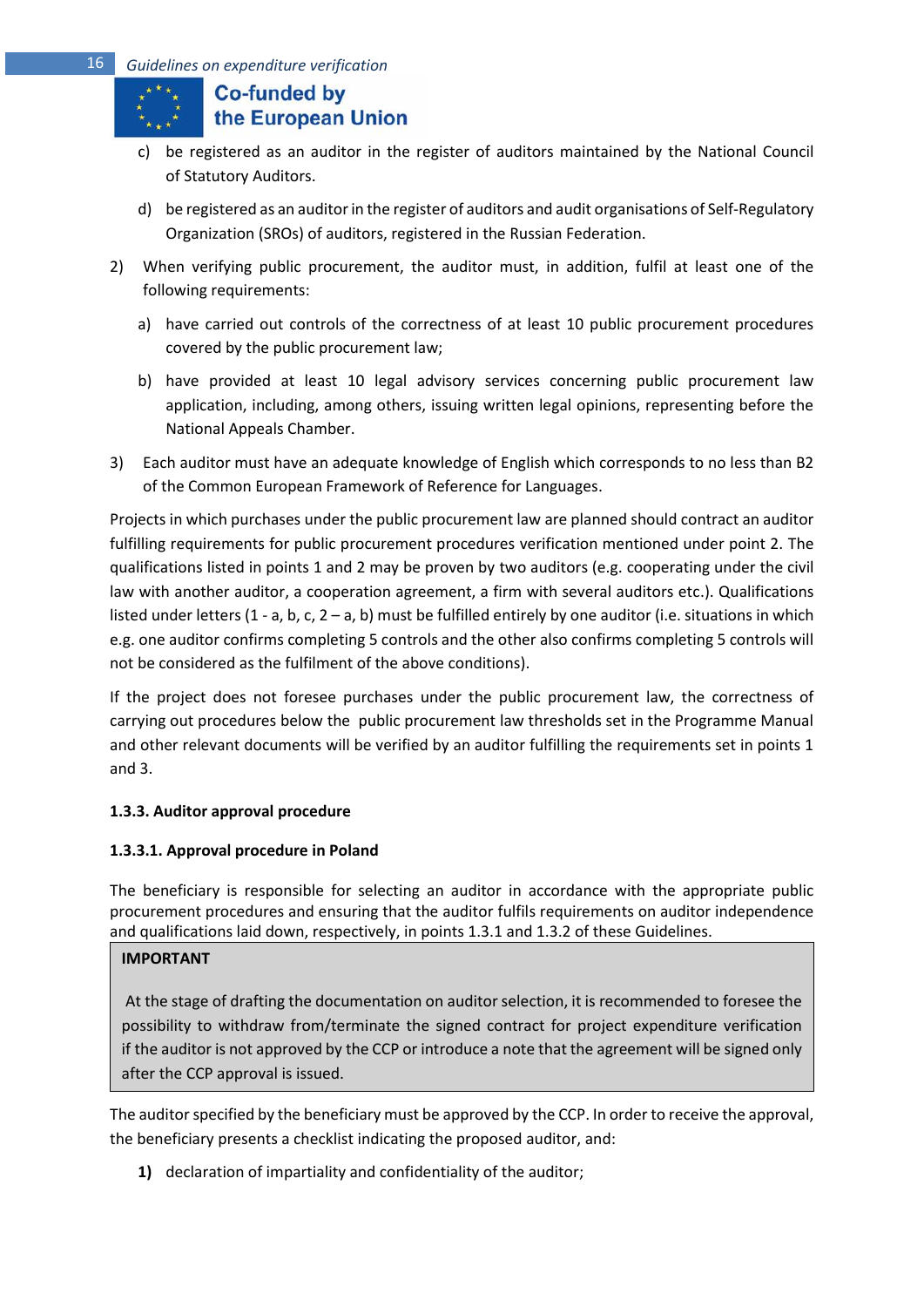c) be registered as an auditor in the register of auditors maintained by the National Council of Statutory Auditors.

d) be registered as an auditor in the register of auditors and audit organisations of Self-Regulatory Organization (SROs) of auditors, registered in the Russian Federation.

2) When verifying public procurement, the auditor must, in addition, fulfil at least one of the following requirements:

   a) have carried out controls of the correctness of at least 10 public procurement procedures covered by the public procurement law;

   b) have provided at least 10 legal advisory services concerning public procurement law application, including, among others, issuing written legal opinions, representing before the National Appeals Chamber.

3) Each auditor must have an adequate knowledge of English which corresponds to no less than B2 of the Common European Framework of Reference for Languages.

Projects in which purchases under the public procurement law are planned should contract an auditor fulfilling requirements for public procurement procedures verification mentioned under point 2. The qualifications listed in points 1 and 2 may be proven by two auditors (e.g. cooperating under the civil law with another auditor, a cooperation agreement, a firm with several auditors etc.). Qualifications listed under letters (1 - a, b, c, 2 – a, b) must be fulfilled entirely by one auditor (i.e. situations in which e.g. one auditor confirms completing 5 controls and the other also confirms completing 5 controls will not be considered as the fulfilment of the above conditions).

If the project does not foresee purchases under the public procurement law, the correctness of carrying out procedures below the public procurement law thresholds set in the Programme Manual and other relevant documents will be verified by an auditor fulfilling the requirements set in points 1 and 3.

#### 1.3.3. Auditor approval procedure

##### 1.3.3.1. Approval procedure in Poland

The beneficiary is responsible for selecting an auditor in accordance with the appropriate public procurement procedures and ensuring that the auditor fulfils requirements on auditor independence and qualifications laid down, respectively, in points 1.3.1 and 1.3.2 of these Guidelines.

> **IMPORTANT**
>
> At the stage of drafting the documentation on auditor selection, it is recommended to foresee the possibility to withdraw from/terminate the signed contract for project expenditure verification if the auditor is not approved by the CCP or introduce a note that the agreement will be signed only after the CCP approval is issued.

The auditor specified by the beneficiary must be approved by the CCP. In order to receive the approval, the beneficiary presents a checklist indicating the proposed auditor, and:

**1)** declaration of impartiality and confidentiality of the auditor;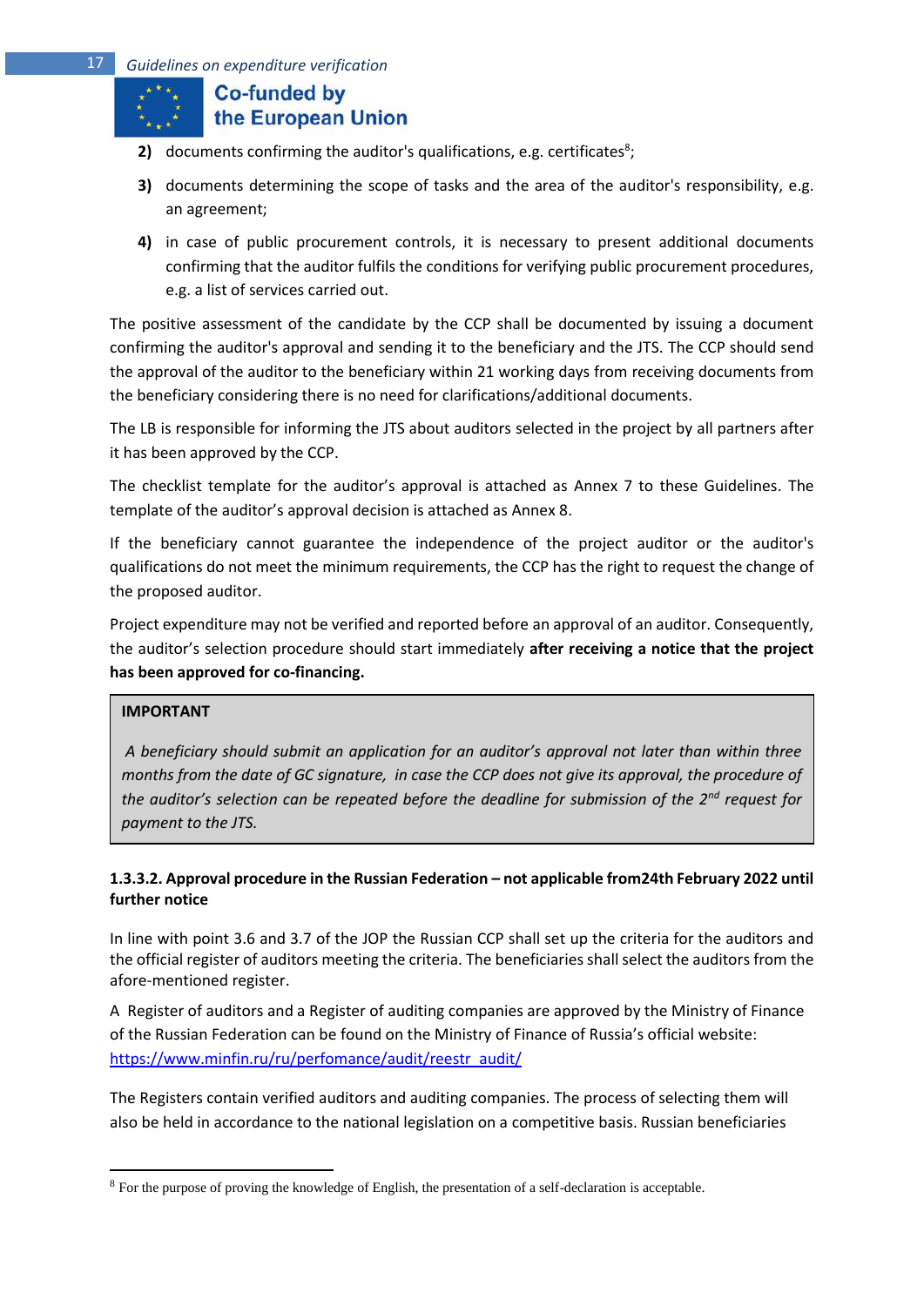2) documents confirming the auditor's qualifications, e.g. certificates[8];

3) documents determining the scope of tasks and the area of the auditor's responsibility, e.g. an agreement;

4) in case of public procurement controls, it is necessary to present additional documents confirming that the auditor fulfils the conditions for verifying public procurement procedures, e.g. a list of services carried out.

The positive assessment of the candidate by the CCP shall be documented by issuing a document confirming the auditor's approval and sending it to the beneficiary and the JTS. The CCP should send the approval of the auditor to the beneficiary within 21 working days from receiving documents from the beneficiary considering there is no need for clarifications/additional documents.

The LB is responsible for informing the JTS about auditors selected in the project by all partners after it has been approved by the CCP.

The checklist template for the auditor's approval is attached as Annex 7 to these Guidelines. The template of the auditor's approval decision is attached as Annex 8.

If the beneficiary cannot guarantee the independence of the project auditor or the auditor's qualifications do not meet the minimum requirements, the CCP has the right to request the change of the proposed auditor.

Project expenditure may not be verified and reported before an approval of an auditor. Consequently, the auditor's selection procedure should start immediately **after receiving a notice that the project has been approved for co-financing.**

> **IMPORTANT**
>
> *A beneficiary should submit an application for an auditor's approval not later than within three months from the date of GC signature, in case the CCP does not give its approval, the procedure of the auditor's selection can be repeated before the deadline for submission of the 2nd request for payment to the JTS.*

#### 1.3.3.2. Approval procedure in the Russian Federation – not applicable from24th February 2022 until further notice

In line with point 3.6 and 3.7 of the JOP the Russian CCP shall set up the criteria for the auditors and the official register of auditors meeting the criteria. The beneficiaries shall select the auditors from the afore-mentioned register.

A Register of auditors and a Register of auditing companies are approved by the Ministry of Finance of the Russian Federation can be found on the Ministry of Finance of Russia's official website: https://www.minfin.ru/ru/perfomance/audit/reestr_audit/

The Registers contain verified auditors and auditing companies. The process of selecting them will also be held in accordance to the national legislation on a competitive basis. Russian beneficiaries

---

[8] For the purpose of proving the knowledge of English, the presentation of a self-declaration is acceptable.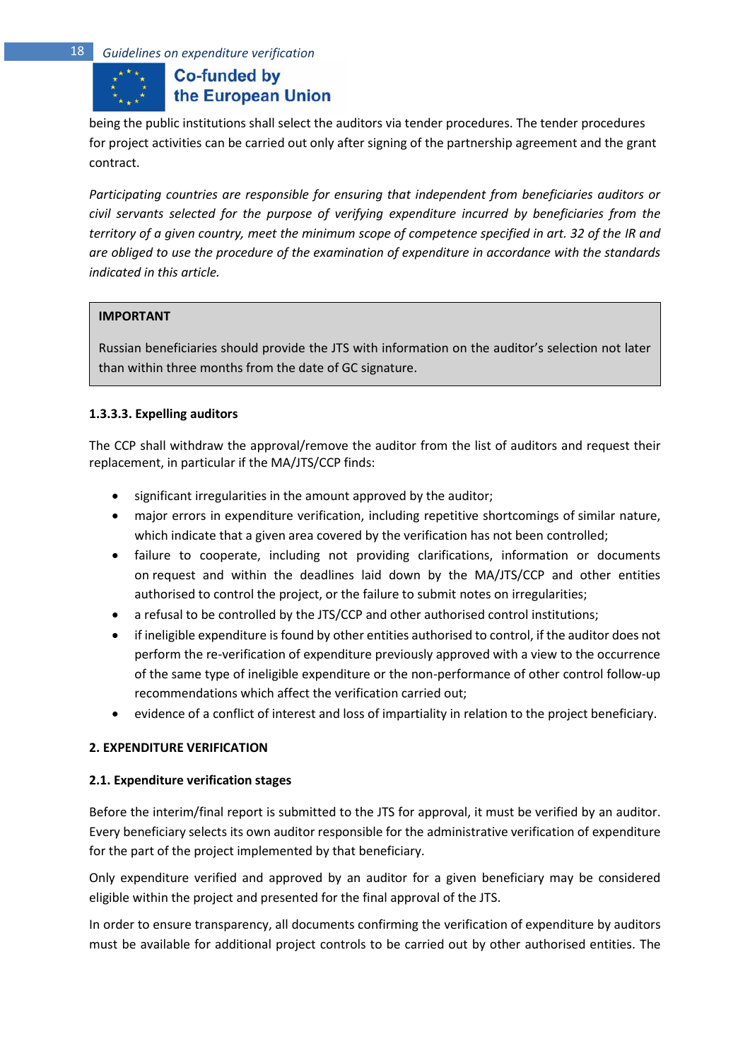being the public institutions shall select the auditors via tender procedures. The tender procedures for project activities can be carried out only after signing of the partnership agreement and the grant contract.

*Participating countries are responsible for ensuring that independent from beneficiaries auditors or civil servants selected for the purpose of verifying expenditure incurred by beneficiaries from the territory of a given country, meet the minimum scope of competence specified in art. 32 of the IR and are obliged to use the procedure of the examination of expenditure in accordance with the standards indicated in this article.*

> **IMPORTANT**
>
> Russian beneficiaries should provide the JTS with information on the auditor's selection not later than within three months from the date of GC signature.

#### 1.3.3.3. Expelling auditors

The CCP shall withdraw the approval/remove the auditor from the list of auditors and request their replacement, in particular if the MA/JTS/CCP finds:

- significant irregularities in the amount approved by the auditor;
- major errors in expenditure verification, including repetitive shortcomings of similar nature, which indicate that a given area covered by the verification has not been controlled;
- failure to cooperate, including not providing clarifications, information or documents on request and within the deadlines laid down by the MA/JTS/CCP and other entities authorised to control the project, or the failure to submit notes on irregularities;
- a refusal to be controlled by the JTS/CCP and other authorised control institutions;
- if ineligible expenditure is found by other entities authorised to control, if the auditor does not perform the re-verification of expenditure previously approved with a view to the occurrence of the same type of ineligible expenditure or the non-performance of other control follow-up recommendations which affect the verification carried out;
- evidence of a conflict of interest and loss of impartiality in relation to the project beneficiary.

## 2. EXPENDITURE VERIFICATION

### 2.1. Expenditure verification stages

Before the interim/final report is submitted to the JTS for approval, it must be verified by an auditor. Every beneficiary selects its own auditor responsible for the administrative verification of expenditure for the part of the project implemented by that beneficiary.

Only expenditure verified and approved by an auditor for a given beneficiary may be considered eligible within the project and presented for the final approval of the JTS.

In order to ensure transparency, all documents confirming the verification of expenditure by auditors must be available for additional project controls to be carried out by other authorised entities. The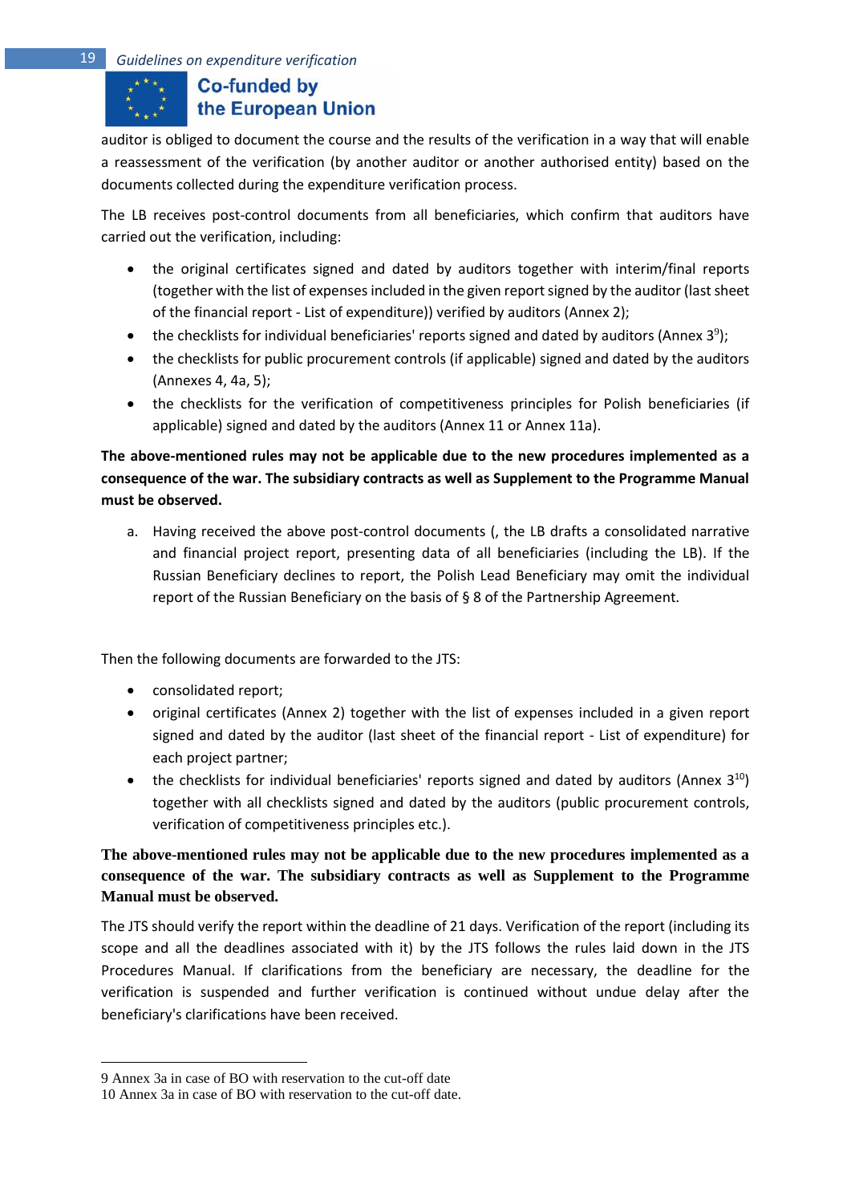auditor is obliged to document the course and the results of the verification in a way that will enable a reassessment of the verification (by another auditor or another authorised entity) based on the documents collected during the expenditure verification process.

The LB receives post-control documents from all beneficiaries, which confirm that auditors have carried out the verification, including:

- the original certificates signed and dated by auditors together with interim/final reports (together with the list of expenses included in the given report signed by the auditor (last sheet of the financial report - List of expenditure)) verified by auditors (Annex 2);
- the checklists for individual beneficiaries' reports signed and dated by auditors (Annex 3[9]);
- the checklists for public procurement controls (if applicable) signed and dated by the auditors (Annexes 4, 4a, 5);
- the checklists for the verification of competitiveness principles for Polish beneficiaries (if applicable) signed and dated by the auditors (Annex 11 or Annex 11a).

**The above-mentioned rules may not be applicable due to the new procedures implemented as a consequence of the war. The subsidiary contracts as well as Supplement to the Programme Manual must be observed.**

a. Having received the above post-control documents (, the LB drafts a consolidated narrative and financial project report, presenting data of all beneficiaries (including the LB). If the Russian Beneficiary declines to report, the Polish Lead Beneficiary may omit the individual report of the Russian Beneficiary on the basis of § 8 of the Partnership Agreement.

Then the following documents are forwarded to the JTS:

- consolidated report;
- original certificates (Annex 2) together with the list of expenses included in a given report signed and dated by the auditor (last sheet of the financial report - List of expenditure) for each project partner;
- the checklists for individual beneficiaries' reports signed and dated by auditors (Annex 3[10]) together with all checklists signed and dated by the auditors (public procurement controls, verification of competitiveness principles etc.).

**The above-mentioned rules may not be applicable due to the new procedures implemented as a consequence of the war. The subsidiary contracts as well as Supplement to the Programme Manual must be observed.**

The JTS should verify the report within the deadline of 21 days. Verification of the report (including its scope and all the deadlines associated with it) by the JTS follows the rules laid down in the JTS Procedures Manual. If clarifications from the beneficiary are necessary, the deadline for the verification is suspended and further verification is continued without undue delay after the beneficiary's clarifications have been received.

---

9 Annex 3a in case of BO with reservation to the cut-off date

10 Annex 3a in case of BO with reservation to the cut-off date.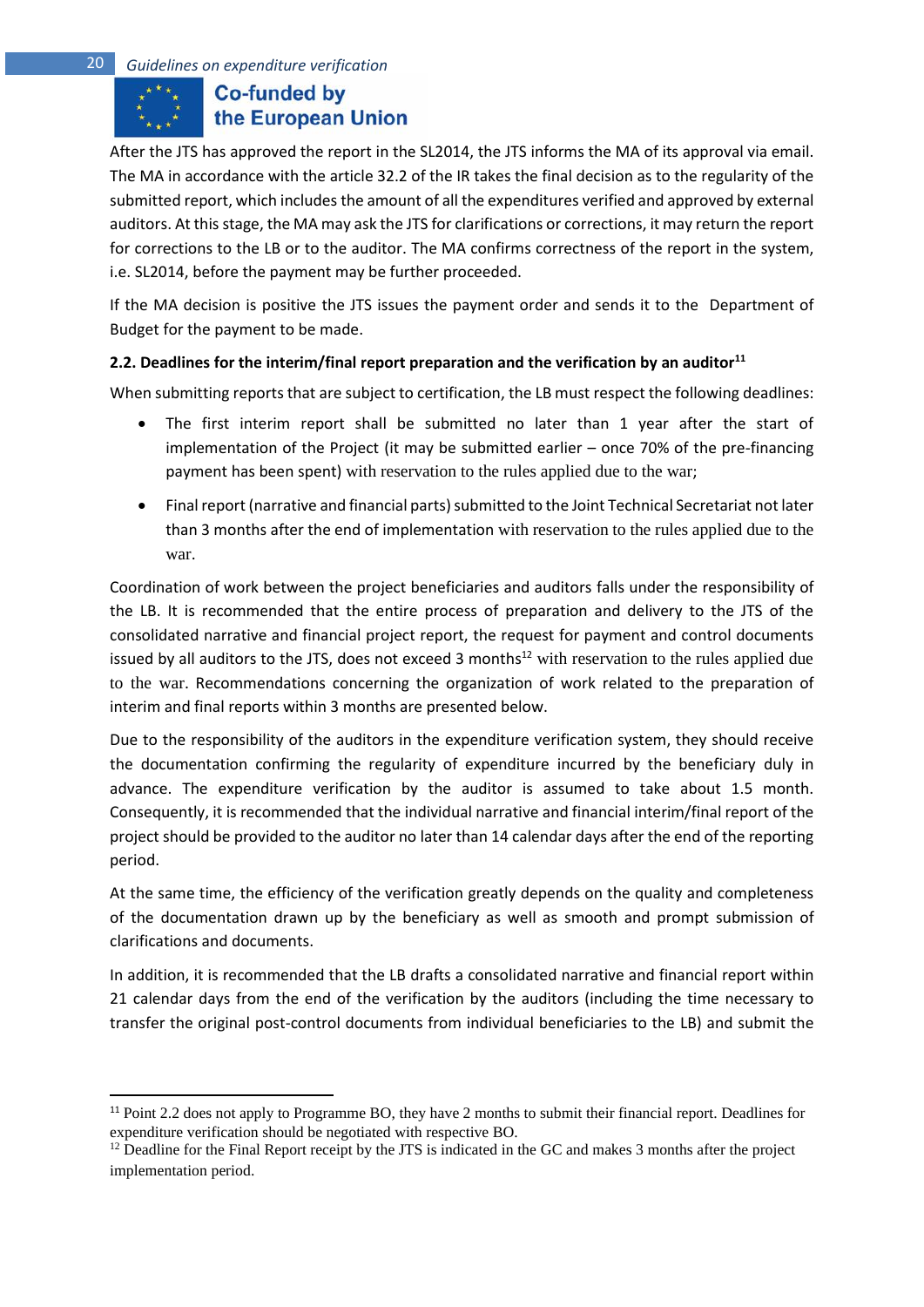After the JTS has approved the report in the SL2014, the JTS informs the MA of its approval via email. The MA in accordance with the article 32.2 of the IR takes the final decision as to the regularity of the submitted report, which includes the amount of all the expenditures verified and approved by external auditors. At this stage, the MA may ask the JTS for clarifications or corrections, it may return the report for corrections to the LB or to the auditor. The MA confirms correctness of the report in the system, i.e. SL2014, before the payment may be further proceeded.

If the MA decision is positive the JTS issues the payment order and sends it to the Department of Budget for the payment to be made.

### 2.2. Deadlines for the interim/final report preparation and the verification by an auditor[11]

When submitting reports that are subject to certification, the LB must respect the following deadlines:

- The first interim report shall be submitted no later than 1 year after the start of implementation of the Project (it may be submitted earlier – once 70% of the pre-financing payment has been spent) with reservation to the rules applied due to the war;
- Final report (narrative and financial parts) submitted to the Joint Technical Secretariat not later than 3 months after the end of implementation with reservation to the rules applied due to the war.

Coordination of work between the project beneficiaries and auditors falls under the responsibility of the LB. It is recommended that the entire process of preparation and delivery to the JTS of the consolidated narrative and financial project report, the request for payment and control documents issued by all auditors to the JTS, does not exceed 3 months[12] with reservation to the rules applied due to the war. Recommendations concerning the organization of work related to the preparation of interim and final reports within 3 months are presented below.

Due to the responsibility of the auditors in the expenditure verification system, they should receive the documentation confirming the regularity of expenditure incurred by the beneficiary duly in advance. The expenditure verification by the auditor is assumed to take about 1.5 month. Consequently, it is recommended that the individual narrative and financial interim/final report of the project should be provided to the auditor no later than 14 calendar days after the end of the reporting period.

At the same time, the efficiency of the verification greatly depends on the quality and completeness of the documentation drawn up by the beneficiary as well as smooth and prompt submission of clarifications and documents.

In addition, it is recommended that the LB drafts a consolidated narrative and financial report within 21 calendar days from the end of the verification by the auditors (including the time necessary to transfer the original post-control documents from individual beneficiaries to the LB) and submit the

---

[11] Point 2.2 does not apply to Programme BO, they have 2 months to submit their financial report. Deadlines for expenditure verification should be negotiated with respective BO.

[12] Deadline for the Final Report receipt by the JTS is indicated in the GC and makes 3 months after the project implementation period.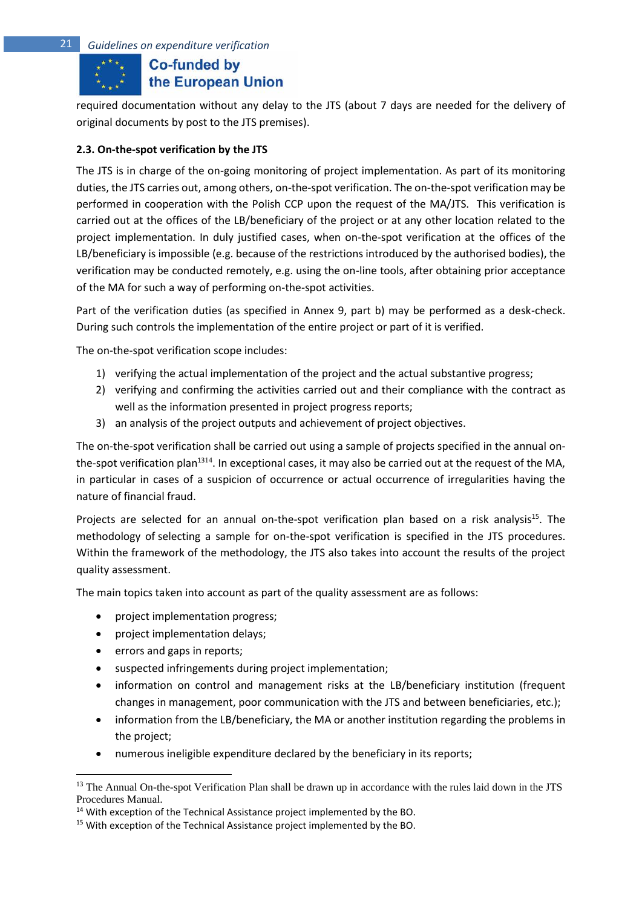required documentation without any delay to the JTS (about 7 days are needed for the delivery of original documents by post to the JTS premises).

**2.3. On-the-spot verification by the JTS**

The JTS is in charge of the on-going monitoring of project implementation. As part of its monitoring duties, the JTS carries out, among others, on-the-spot verification. The on-the-spot verification may be performed in cooperation with the Polish CCP upon the request of the MA/JTS. This verification is carried out at the offices of the LB/beneficiary of the project or at any other location related to the project implementation. In duly justified cases, when on-the-spot verification at the offices of the LB/beneficiary is impossible (e.g. because of the restrictions introduced by the authorised bodies), the verification may be conducted remotely, e.g. using the on-line tools, after obtaining prior acceptance of the MA for such a way of performing on-the-spot activities.

Part of the verification duties (as specified in Annex 9, part b) may be performed as a desk-check. During such controls the implementation of the entire project or part of it is verified.

The on-the-spot verification scope includes:

1) verifying the actual implementation of the project and the actual substantive progress;
2) verifying and confirming the activities carried out and their compliance with the contract as well as the information presented in project progress reports;
3) an analysis of the project outputs and achievement of project objectives.

The on-the-spot verification shall be carried out using a sample of projects specified in the annual on-the-spot verification plan[13][14]. In exceptional cases, it may also be carried out at the request of the MA, in particular in cases of a suspicion of occurrence or actual occurrence of irregularities having the nature of financial fraud.

Projects are selected for an annual on-the-spot verification plan based on a risk analysis[15]. The methodology of selecting a sample for on-the-spot verification is specified in the JTS procedures. Within the framework of the methodology, the JTS also takes into account the results of the project quality assessment.

The main topics taken into account as part of the quality assessment are as follows:

- project implementation progress;
- project implementation delays;
- errors and gaps in reports;
- suspected infringements during project implementation;
- information on control and management risks at the LB/beneficiary institution (frequent changes in management, poor communication with the JTS and between beneficiaries, etc.);
- information from the LB/beneficiary, the MA or another institution regarding the problems in the project;
- numerous ineligible expenditure declared by the beneficiary in its reports;

---

[13] The Annual On-the-spot Verification Plan shall be drawn up in accordance with the rules laid down in the JTS Procedures Manual.

[14] With exception of the Technical Assistance project implemented by the BO.

[15] With exception of the Technical Assistance project implemented by the BO.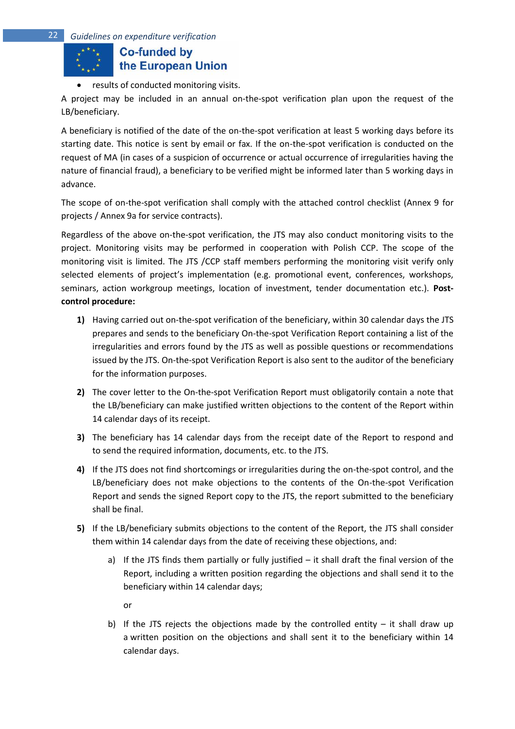- results of conducted monitoring visits.

A project may be included in an annual on-the-spot verification plan upon the request of the LB/beneficiary.

A beneficiary is notified of the date of the on-the-spot verification at least 5 working days before its starting date. This notice is sent by email or fax. If the on-the-spot verification is conducted on the request of MA (in cases of a suspicion of occurrence or actual occurrence of irregularities having the nature of financial fraud), a beneficiary to be verified might be informed later than 5 working days in advance.

The scope of on-the-spot verification shall comply with the attached control checklist (Annex 9 for projects / Annex 9a for service contracts).

Regardless of the above on-the-spot verification, the JTS may also conduct monitoring visits to the project. Monitoring visits may be performed in cooperation with Polish CCP. The scope of the monitoring visit is limited. The JTS /CCP staff members performing the monitoring visit verify only selected elements of project's implementation (e.g. promotional event, conferences, workshops, seminars, action workgroup meetings, location of investment, tender documentation etc.). **Post-control procedure:**

1) Having carried out on-the-spot verification of the beneficiary, within 30 calendar days the JTS prepares and sends to the beneficiary On-the-spot Verification Report containing a list of the irregularities and errors found by the JTS as well as possible questions or recommendations issued by the JTS. On-the-spot Verification Report is also sent to the auditor of the beneficiary for the information purposes.
2) The cover letter to the On-the-spot Verification Report must obligatorily contain a note that the LB/beneficiary can make justified written objections to the content of the Report within 14 calendar days of its receipt.
3) The beneficiary has 14 calendar days from the receipt date of the Report to respond and to send the required information, documents, etc. to the JTS.
4) If the JTS does not find shortcomings or irregularities during the on-the-spot control, and the LB/beneficiary does not make objections to the contents of the On-the-spot Verification Report and sends the signed Report copy to the JTS, the report submitted to the beneficiary shall be final.
5) If the LB/beneficiary submits objections to the content of the Report, the JTS shall consider them within 14 calendar days from the date of receiving these objections, and:
   a) If the JTS finds them partially or fully justified – it shall draft the final version of the Report, including a written position regarding the objections and shall send it to the beneficiary within 14 calendar days;

      or

   b) If the JTS rejects the objections made by the controlled entity – it shall draw up a written position on the objections and shall sent it to the beneficiary within 14 calendar days.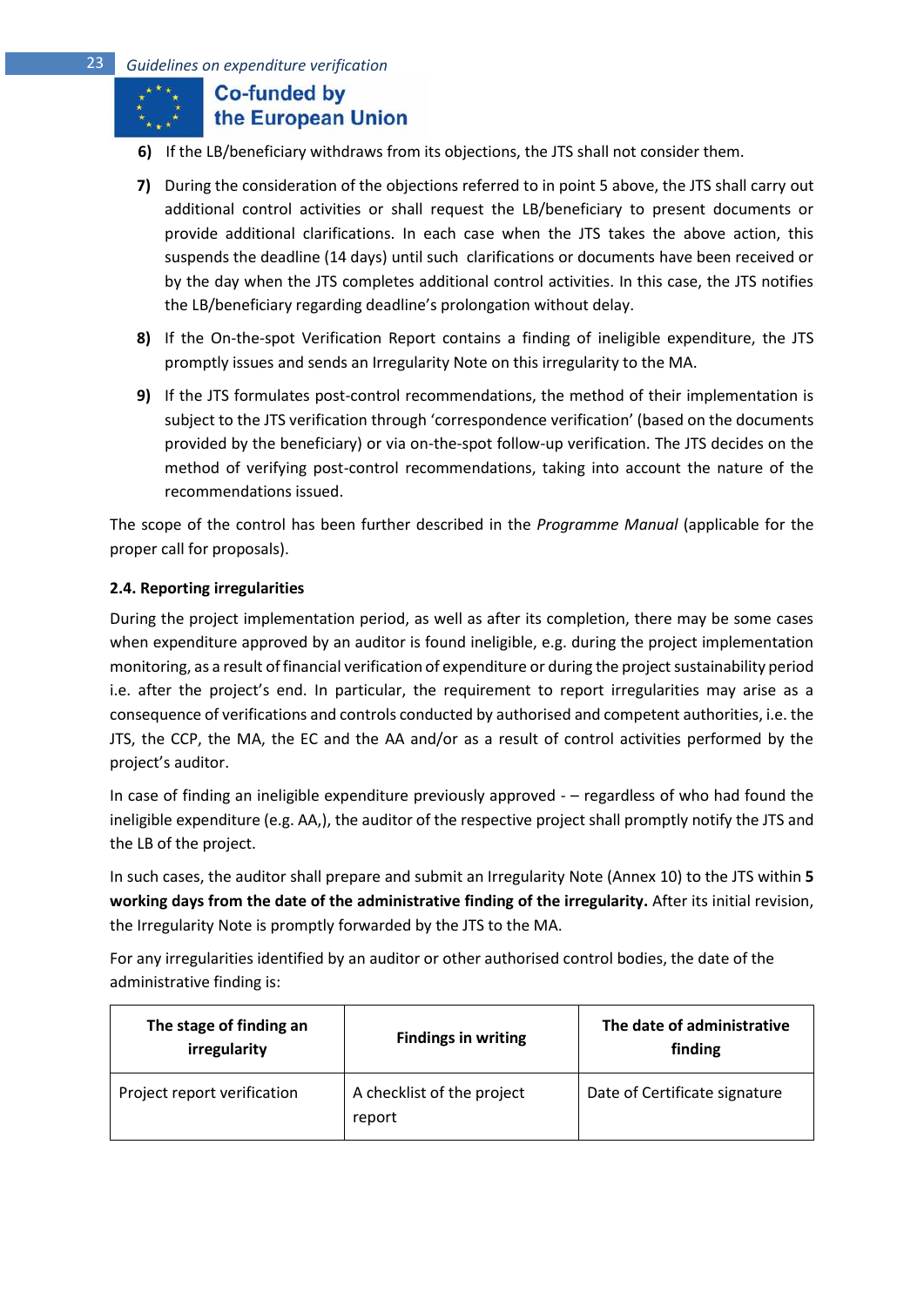6) If the LB/beneficiary withdraws from its objections, the JTS shall not consider them.

7) During the consideration of the objections referred to in point 5 above, the JTS shall carry out additional control activities or shall request the LB/beneficiary to present documents or provide additional clarifications. In each case when the JTS takes the above action, this suspends the deadline (14 days) until such clarifications or documents have been received or by the day when the JTS completes additional control activities. In this case, the JTS notifies the LB/beneficiary regarding deadline's prolongation without delay.

8) If the On-the-spot Verification Report contains a finding of ineligible expenditure, the JTS promptly issues and sends an Irregularity Note on this irregularity to the MA.

9) If the JTS formulates post-control recommendations, the method of their implementation is subject to the JTS verification through 'correspondence verification' (based on the documents provided by the beneficiary) or via on-the-spot follow-up verification. The JTS decides on the method of verifying post-control recommendations, taking into account the nature of the recommendations issued.

The scope of the control has been further described in the *Programme Manual* (applicable for the proper call for proposals).

### 2.4. Reporting irregularities

During the project implementation period, as well as after its completion, there may be some cases when expenditure approved by an auditor is found ineligible, e.g. during the project implementation monitoring, as a result of financial verification of expenditure or during the project sustainability period i.e. after the project's end. In particular, the requirement to report irregularities may arise as a consequence of verifications and controls conducted by authorised and competent authorities, i.e. the JTS, the CCP, the MA, the EC and the AA and/or as a result of control activities performed by the project's auditor.

In case of finding an ineligible expenditure previously approved - – regardless of who had found the ineligible expenditure (e.g. AA,), the auditor of the respective project shall promptly notify the JTS and the LB of the project.

In such cases, the auditor shall prepare and submit an Irregularity Note (Annex 10) to the JTS within **5 working days from the date of the administrative finding of the irregularity.** After its initial revision, the Irregularity Note is promptly forwarded by the JTS to the MA.

For any irregularities identified by an auditor or other authorised control bodies, the date of the administrative finding is:

| The stage of finding an irregularity | Findings in writing | The date of administrative finding |
|---|---|---|
| Project report verification | A checklist of the project report | Date of Certificate signature |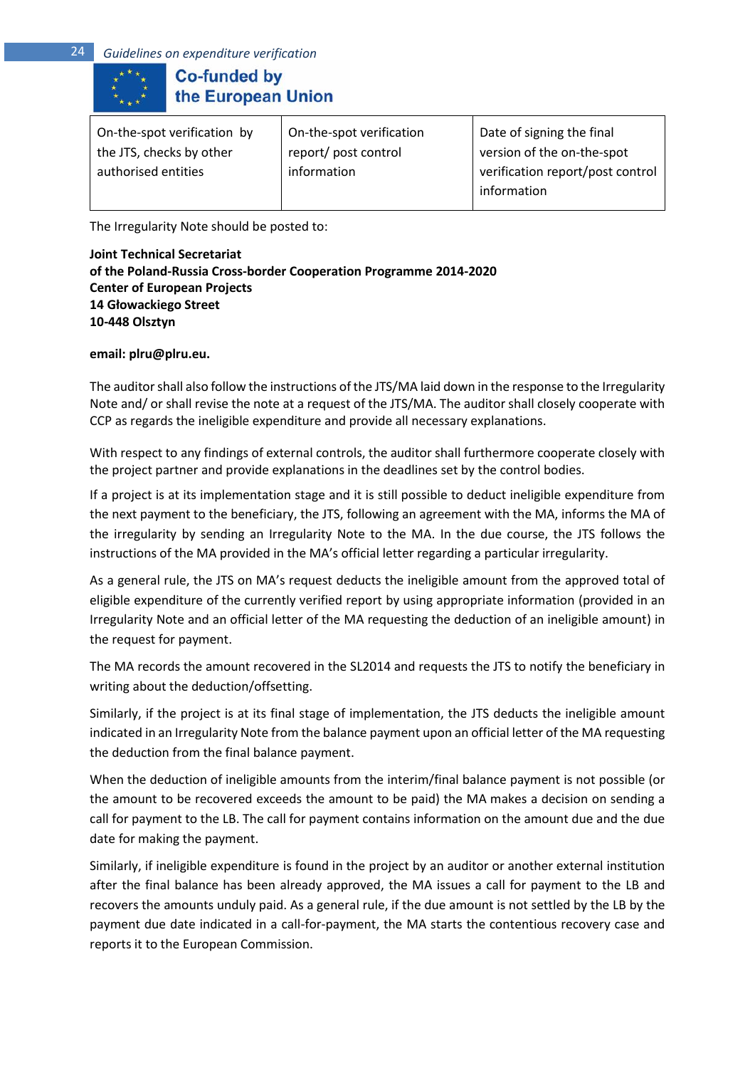| On-the-spot verification by the JTS, checks by other authorised entities | On-the-spot verification report/ post control information | Date of signing the final version of the on-the-spot verification report/post control information |
|---|---|---|

The Irregularity Note should be posted to:

**Joint Technical Secretariat**
**of the Poland-Russia Cross-border Cooperation Programme 2014-2020**
**Center of European Projects**
**14 Głowackiego Street**
**10-448 Olsztyn**

**email: plru@plru.eu.**

The auditor shall also follow the instructions of the JTS/MA laid down in the response to the Irregularity Note and/ or shall revise the note at a request of the JTS/MA. The auditor shall closely cooperate with CCP as regards the ineligible expenditure and provide all necessary explanations.

With respect to any findings of external controls, the auditor shall furthermore cooperate closely with the project partner and provide explanations in the deadlines set by the control bodies.

If a project is at its implementation stage and it is still possible to deduct ineligible expenditure from the next payment to the beneficiary, the JTS, following an agreement with the MA, informs the MA of the irregularity by sending an Irregularity Note to the MA. In the due course, the JTS follows the instructions of the MA provided in the MA's official letter regarding a particular irregularity.

As a general rule, the JTS on MA's request deducts the ineligible amount from the approved total of eligible expenditure of the currently verified report by using appropriate information (provided in an Irregularity Note and an official letter of the MA requesting the deduction of an ineligible amount) in the request for payment.

The MA records the amount recovered in the SL2014 and requests the JTS to notify the beneficiary in writing about the deduction/offsetting.

Similarly, if the project is at its final stage of implementation, the JTS deducts the ineligible amount indicated in an Irregularity Note from the balance payment upon an official letter of the MA requesting the deduction from the final balance payment.

When the deduction of ineligible amounts from the interim/final balance payment is not possible (or the amount to be recovered exceeds the amount to be paid) the MA makes a decision on sending a call for payment to the LB. The call for payment contains information on the amount due and the due date for making the payment.

Similarly, if ineligible expenditure is found in the project by an auditor or another external institution after the final balance has been already approved, the MA issues a call for payment to the LB and recovers the amounts unduly paid. As a general rule, if the due amount is not settled by the LB by the payment due date indicated in a call-for-payment, the MA starts the contentious recovery case and reports it to the European Commission.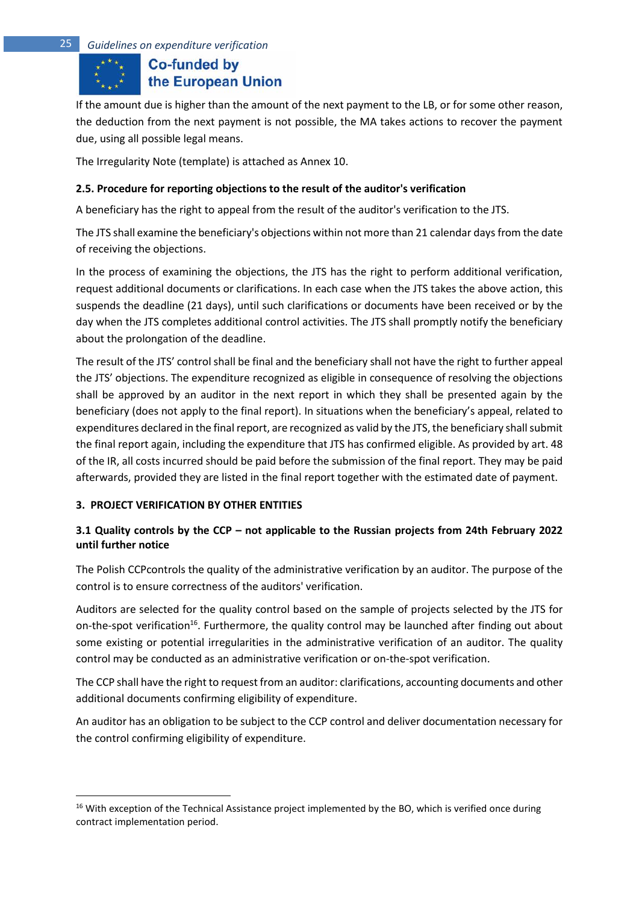If the amount due is higher than the amount of the next payment to the LB, or for some other reason, the deduction from the next payment is not possible, the MA takes actions to recover the payment due, using all possible legal means.

The Irregularity Note (template) is attached as Annex 10.

### 2.5. Procedure for reporting objections to the result of the auditor's verification

A beneficiary has the right to appeal from the result of the auditor's verification to the JTS.

The JTS shall examine the beneficiary's objections within not more than 21 calendar days from the date of receiving the objections.

In the process of examining the objections, the JTS has the right to perform additional verification, request additional documents or clarifications. In each case when the JTS takes the above action, this suspends the deadline (21 days), until such clarifications or documents have been received or by the day when the JTS completes additional control activities. The JTS shall promptly notify the beneficiary about the prolongation of the deadline.

The result of the JTS' control shall be final and the beneficiary shall not have the right to further appeal the JTS' objections. The expenditure recognized as eligible in consequence of resolving the objections shall be approved by an auditor in the next report in which they shall be presented again by the beneficiary (does not apply to the final report). In situations when the beneficiary's appeal, related to expenditures declared in the final report, are recognized as valid by the JTS, the beneficiary shall submit the final report again, including the expenditure that JTS has confirmed eligible. As provided by art. 48 of the IR, all costs incurred should be paid before the submission of the final report. They may be paid afterwards, provided they are listed in the final report together with the estimated date of payment.

## 3. PROJECT VERIFICATION BY OTHER ENTITIES

### 3.1 Quality controls by the CCP – not applicable to the Russian projects from 24th February 2022 until further notice

The Polish CCPcontrols the quality of the administrative verification by an auditor. The purpose of the control is to ensure correctness of the auditors' verification.

Auditors are selected for the quality control based on the sample of projects selected by the JTS for on-the-spot verification[16]. Furthermore, the quality control may be launched after finding out about some existing or potential irregularities in the administrative verification of an auditor. The quality control may be conducted as an administrative verification or on-the-spot verification.

The CCP shall have the right to request from an auditor: clarifications, accounting documents and other additional documents confirming eligibility of expenditure.

An auditor has an obligation to be subject to the CCP control and deliver documentation necessary for the control confirming eligibility of expenditure.

---

[16] With exception of the Technical Assistance project implemented by the BO, which is verified once during contract implementation period.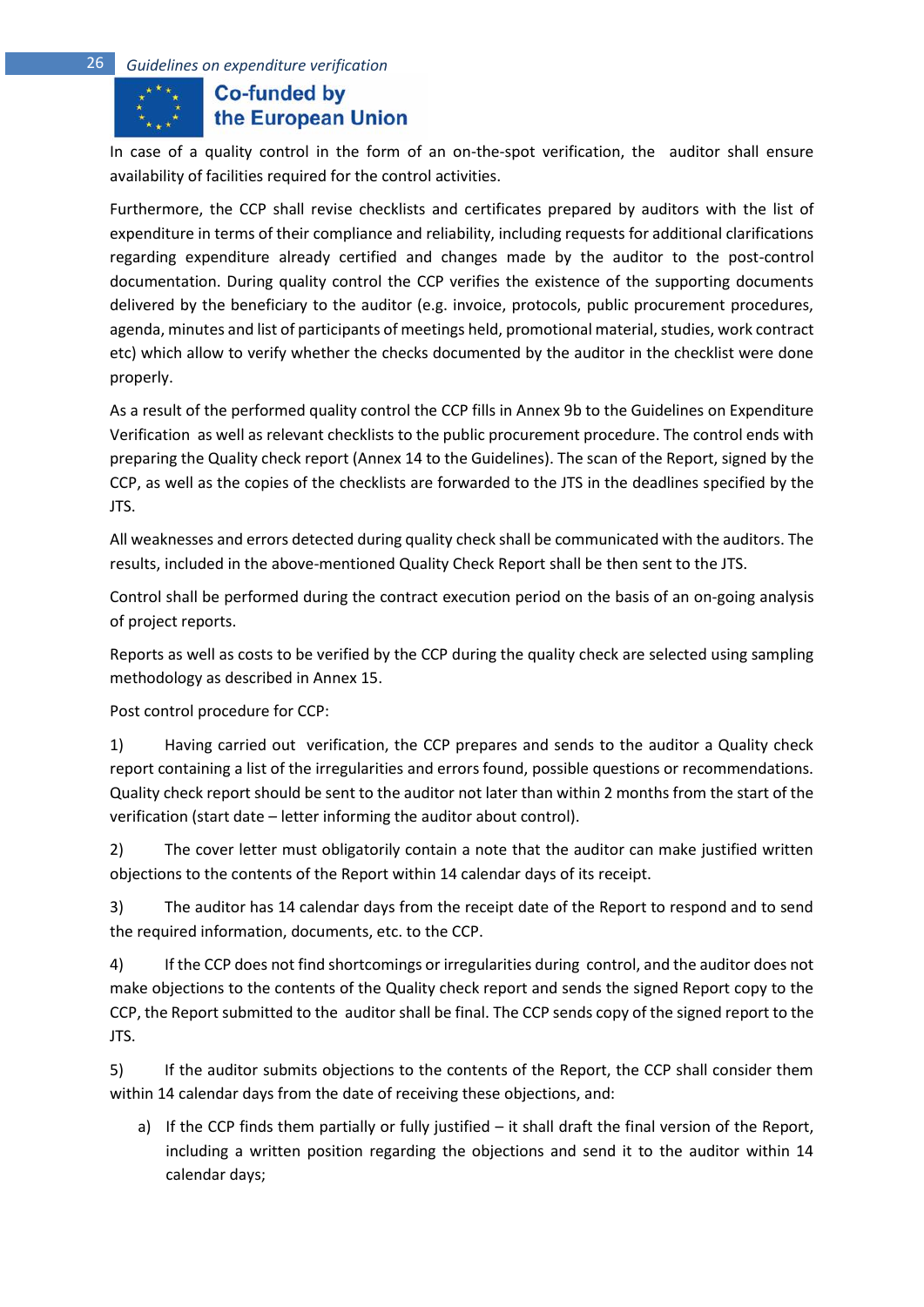In case of a quality control in the form of an on-the-spot verification, the auditor shall ensure availability of facilities required for the control activities.

Furthermore, the CCP shall revise checklists and certificates prepared by auditors with the list of expenditure in terms of their compliance and reliability, including requests for additional clarifications regarding expenditure already certified and changes made by the auditor to the post-control documentation. During quality control the CCP verifies the existence of the supporting documents delivered by the beneficiary to the auditor (e.g. invoice, protocols, public procurement procedures, agenda, minutes and list of participants of meetings held, promotional material, studies, work contract etc) which allow to verify whether the checks documented by the auditor in the checklist were done properly.

As a result of the performed quality control the CCP fills in Annex 9b to the Guidelines on Expenditure Verification as well as relevant checklists to the public procurement procedure. The control ends with preparing the Quality check report (Annex 14 to the Guidelines). The scan of the Report, signed by the CCP, as well as the copies of the checklists are forwarded to the JTS in the deadlines specified by the JTS.

All weaknesses and errors detected during quality check shall be communicated with the auditors. The results, included in the above-mentioned Quality Check Report shall be then sent to the JTS.

Control shall be performed during the contract execution period on the basis of an on-going analysis of project reports.

Reports as well as costs to be verified by the CCP during the quality check are selected using sampling methodology as described in Annex 15.

Post control procedure for CCP:

1) Having carried out verification, the CCP prepares and sends to the auditor a Quality check report containing a list of the irregularities and errors found, possible questions or recommendations. Quality check report should be sent to the auditor not later than within 2 months from the start of the verification (start date – letter informing the auditor about control).

2) The cover letter must obligatorily contain a note that the auditor can make justified written objections to the contents of the Report within 14 calendar days of its receipt.

3) The auditor has 14 calendar days from the receipt date of the Report to respond and to send the required information, documents, etc. to the CCP.

4) If the CCP does not find shortcomings or irregularities during control, and the auditor does not make objections to the contents of the Quality check report and sends the signed Report copy to the CCP, the Report submitted to the auditor shall be final. The CCP sends copy of the signed report to the JTS.

5) If the auditor submits objections to the contents of the Report, the CCP shall consider them within 14 calendar days from the date of receiving these objections, and:

a) If the CCP finds them partially or fully justified – it shall draft the final version of the Report, including a written position regarding the objections and send it to the auditor within 14 calendar days;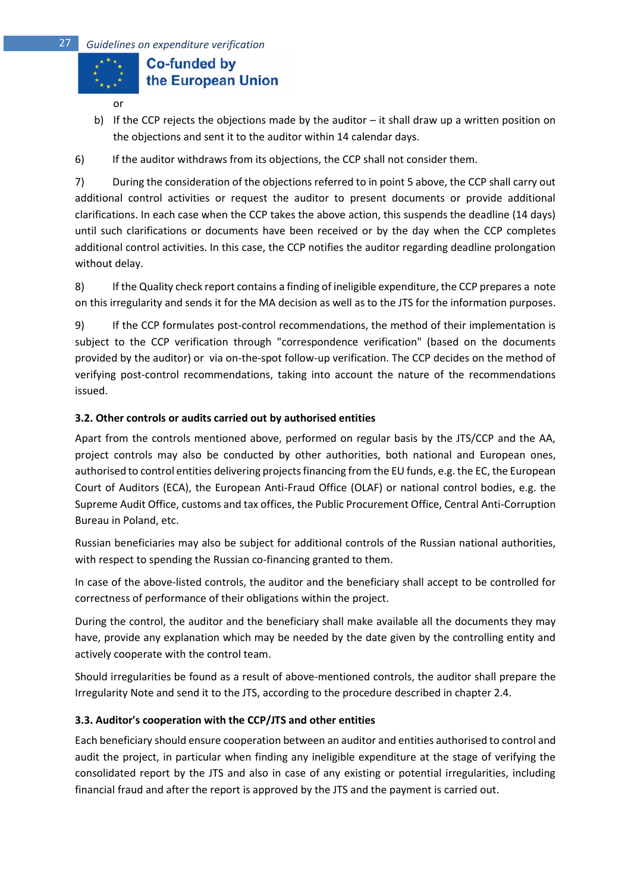or

b) If the CCP rejects the objections made by the auditor – it shall draw up a written position on the objections and sent it to the auditor within 14 calendar days.

6) If the auditor withdraws from its objections, the CCP shall not consider them.

7) During the consideration of the objections referred to in point 5 above, the CCP shall carry out additional control activities or request the auditor to present documents or provide additional clarifications. In each case when the CCP takes the above action, this suspends the deadline (14 days) until such clarifications or documents have been received or by the day when the CCP completes additional control activities. In this case, the CCP notifies the auditor regarding deadline prolongation without delay.

8) If the Quality check report contains a finding of ineligible expenditure, the CCP prepares a note on this irregularity and sends it for the MA decision as well as to the JTS for the information purposes.

9) If the CCP formulates post-control recommendations, the method of their implementation is subject to the CCP verification through "correspondence verification" (based on the documents provided by the auditor) or via on-the-spot follow-up verification. The CCP decides on the method of verifying post-control recommendations, taking into account the nature of the recommendations issued.

### 3.2. Other controls or audits carried out by authorised entities

Apart from the controls mentioned above, performed on regular basis by the JTS/CCP and the AA, project controls may also be conducted by other authorities, both national and European ones, authorised to control entities delivering projects financing from the EU funds, e.g. the EC, the European Court of Auditors (ECA), the European Anti-Fraud Office (OLAF) or national control bodies, e.g. the Supreme Audit Office, customs and tax offices, the Public Procurement Office, Central Anti-Corruption Bureau in Poland, etc.

Russian beneficiaries may also be subject for additional controls of the Russian national authorities, with respect to spending the Russian co-financing granted to them.

In case of the above-listed controls, the auditor and the beneficiary shall accept to be controlled for correctness of performance of their obligations within the project.

During the control, the auditor and the beneficiary shall make available all the documents they may have, provide any explanation which may be needed by the date given by the controlling entity and actively cooperate with the control team.

Should irregularities be found as a result of above-mentioned controls, the auditor shall prepare the Irregularity Note and send it to the JTS, according to the procedure described in chapter 2.4.

### 3.3. Auditor's cooperation with the CCP/JTS and other entities

Each beneficiary should ensure cooperation between an auditor and entities authorised to control and audit the project, in particular when finding any ineligible expenditure at the stage of verifying the consolidated report by the JTS and also in case of any existing or potential irregularities, including financial fraud and after the report is approved by the JTS and the payment is carried out.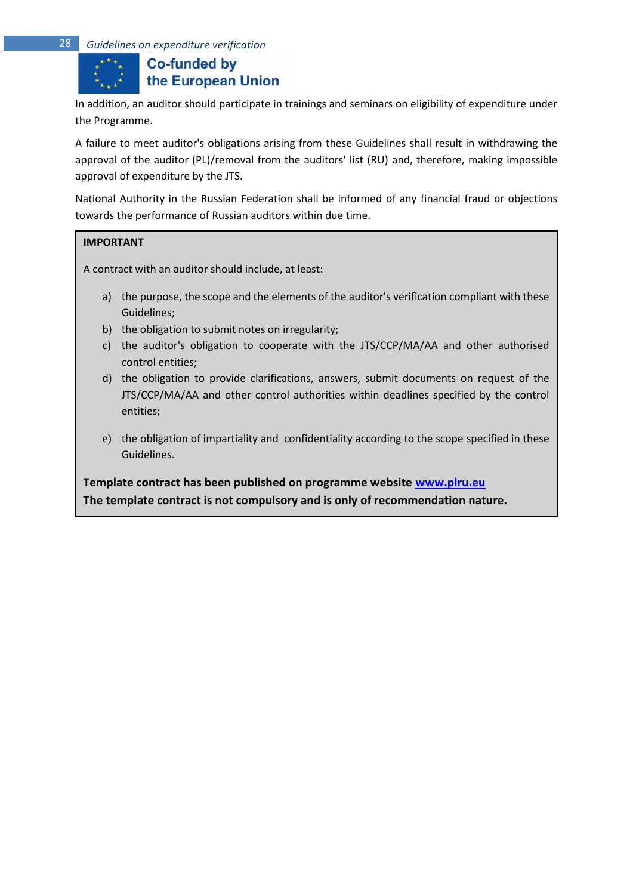In addition, an auditor should participate in trainings and seminars on eligibility of expenditure under the Programme.

A failure to meet auditor's obligations arising from these Guidelines shall result in withdrawing the approval of the auditor (PL)/removal from the auditors' list (RU) and, therefore, making impossible approval of expenditure by the JTS.

National Authority in the Russian Federation shall be informed of any financial fraud or objections towards the performance of Russian auditors within due time.

**IMPORTANT**

A contract with an auditor should include, at least:

a) the purpose, the scope and the elements of the auditor's verification compliant with these Guidelines;
b) the obligation to submit notes on irregularity;
c) the auditor's obligation to cooperate with the JTS/CCP/MA/AA and other authorised control entities;
d) the obligation to provide clarifications, answers, submit documents on request of the JTS/CCP/MA/AA and other control authorities within deadlines specified by the control entities;
e) the obligation of impartiality and confidentiality according to the scope specified in these Guidelines.

**Template contract has been published on programme website [www.plru.eu](http://www.plru.eu)**
**The template contract is not compulsory and is only of recommendation nature.**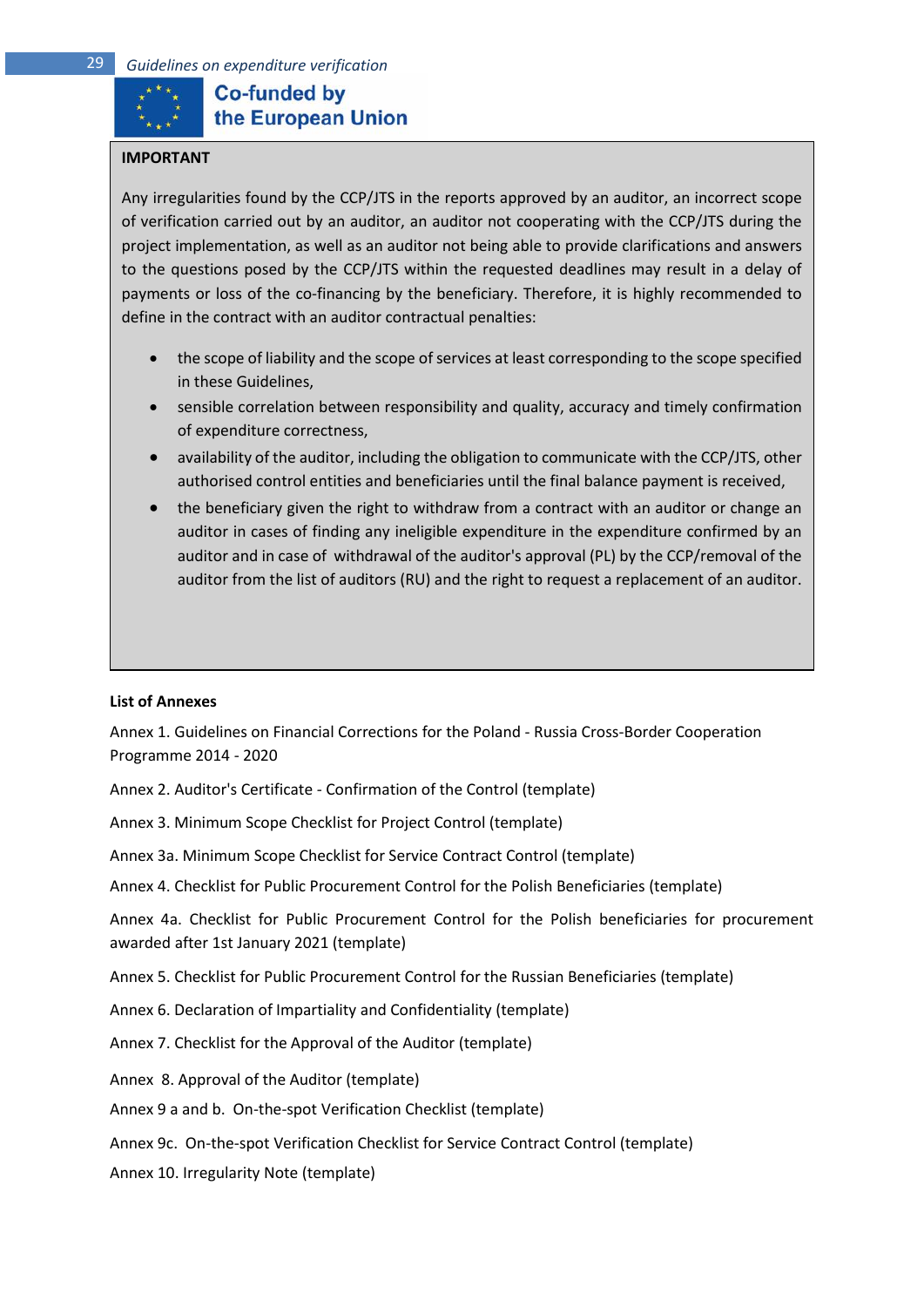**IMPORTANT**

Any irregularities found by the CCP/JTS in the reports approved by an auditor, an incorrect scope of verification carried out by an auditor, an auditor not cooperating with the CCP/JTS during the project implementation, as well as an auditor not being able to provide clarifications and answers to the questions posed by the CCP/JTS within the requested deadlines may result in a delay of payments or loss of the co-financing by the beneficiary. Therefore, it is highly recommended to define in the contract with an auditor contractual penalties:

- the scope of liability and the scope of services at least corresponding to the scope specified in these Guidelines,
- sensible correlation between responsibility and quality, accuracy and timely confirmation of expenditure correctness,
- availability of the auditor, including the obligation to communicate with the CCP/JTS, other authorised control entities and beneficiaries until the final balance payment is received,
- the beneficiary given the right to withdraw from a contract with an auditor or change an auditor in cases of finding any ineligible expenditure in the expenditure confirmed by an auditor and in case of withdrawal of the auditor's approval (PL) by the CCP/removal of the auditor from the list of auditors (RU) and the right to request a replacement of an auditor.

**List of Annexes**

Annex 1. Guidelines on Financial Corrections for the Poland - Russia Cross-Border Cooperation Programme 2014 - 2020

Annex 2. Auditor's Certificate - Confirmation of the Control (template)

Annex 3. Minimum Scope Checklist for Project Control (template)

Annex 3a. Minimum Scope Checklist for Service Contract Control (template)

Annex 4. Checklist for Public Procurement Control for the Polish Beneficiaries (template)

Annex 4a. Checklist for Public Procurement Control for the Polish beneficiaries for procurement awarded after 1st January 2021 (template)

Annex 5. Checklist for Public Procurement Control for the Russian Beneficiaries (template)

Annex 6. Declaration of Impartiality and Confidentiality (template)

Annex 7. Checklist for the Approval of the Auditor (template)

Annex 8. Approval of the Auditor (template)

Annex 9 a and b. On-the-spot Verification Checklist (template)

Annex 9c. On-the-spot Verification Checklist for Service Contract Control (template)

Annex 10. Irregularity Note (template)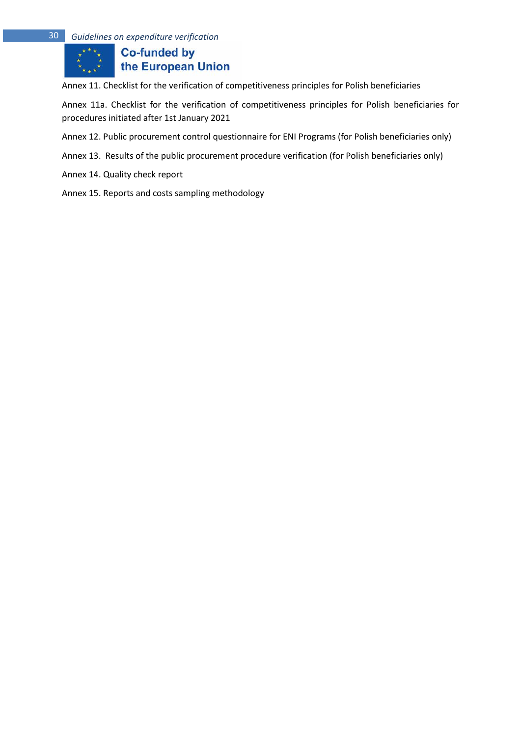Annex 11. Checklist for the verification of competitiveness principles for Polish beneficiaries

Annex 11a. Checklist for the verification of competitiveness principles for Polish beneficiaries for procedures initiated after 1st January 2021

Annex 12. Public procurement control questionnaire for ENI Programs (for Polish beneficiaries only)

Annex 13. Results of the public procurement procedure verification (for Polish beneficiaries only)

Annex 14. Quality check report

Annex 15. Reports and costs sampling methodology